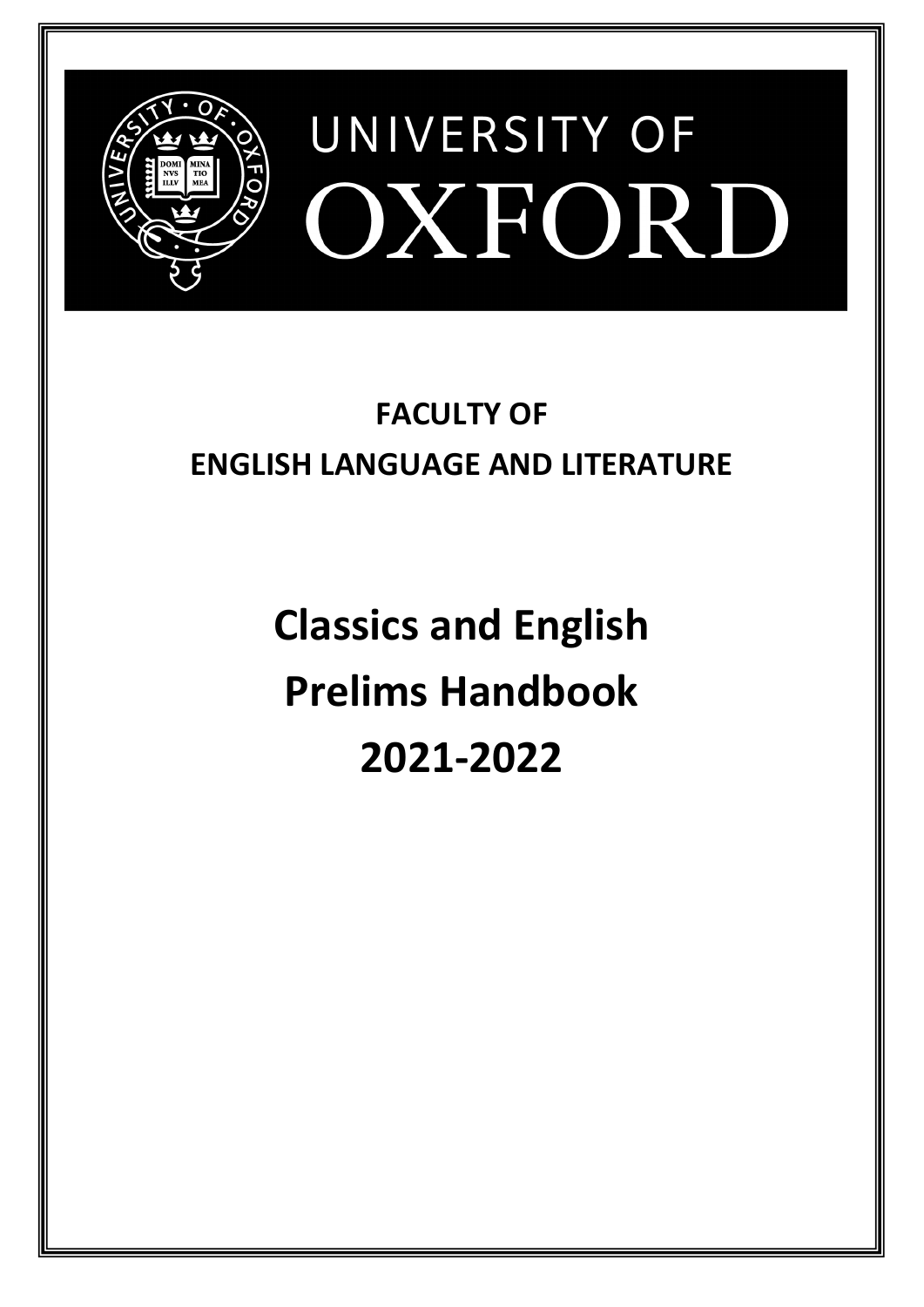UNIVERSITY OF

OXFORD

**FACULTY OF**

**ENGLISH LANGUAGE AND LITERATURE**

# Classics and English Prelims Handbook 2021-2022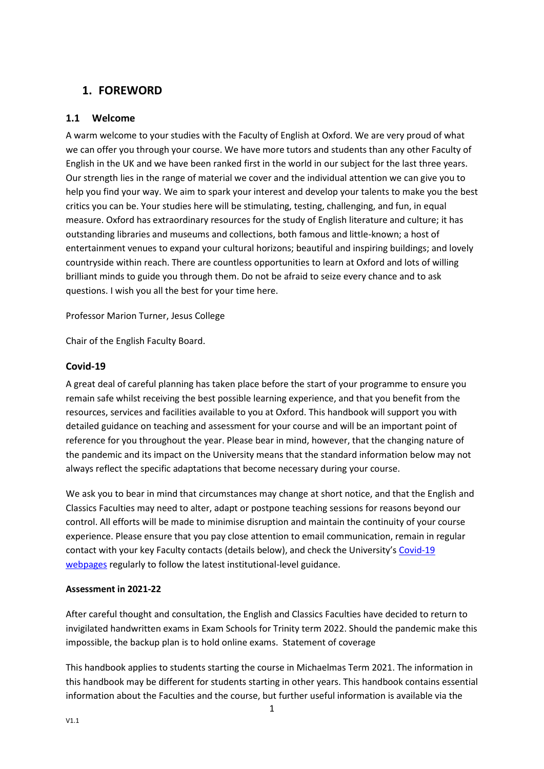# 1. FOREWORD

## 1.1 Welcome

A warm welcome to your studies with the Faculty of English at Oxford. We are very proud of what we can offer you through your course. We have more tutors and students than any other Faculty of English in the UK and we have been ranked first in the world in our subject for the last three years. Our strength lies in the range of material we cover and the individual attention we can give you to help you find your way. We aim to spark your interest and develop your talents to make you the best critics you can be. Your studies here will be stimulating, testing, challenging, and fun, in equal measure. Oxford has extraordinary resources for the study of English literature and culture; it has outstanding libraries and museums and collections, both famous and little-known; a host of entertainment venues to expand your cultural horizons; beautiful and inspiring buildings; and lovely countryside within reach. There are countless opportunities to learn at Oxford and lots of willing brilliant minds to guide you through them. Do not be afraid to seize every chance and to ask questions. I wish you all the best for your time here.

Professor Marion Turner, Jesus College

Chair of the English Faculty Board.

### Covid-19

A great deal of careful planning has taken place before the start of your programme to ensure you remain safe whilst receiving the best possible learning experience, and that you benefit from the resources, services and facilities available to you at Oxford. This handbook will support you with detailed guidance on teaching and assessment for your course and will be an important point of reference for you throughout the year. Please bear in mind, however, that the changing nature of the pandemic and its impact on the University means that the standard information below may not always reflect the specific adaptations that become necessary during your course.

We ask you to bear in mind that circumstances may change at short notice, and that the English and Classics Faculties may need to alter, adapt or postpone teaching sessions for reasons beyond our control. All efforts will be made to minimise disruption and maintain the continuity of your course experience. Please ensure that you pay close attention to email communication, remain in regular contact with your key Faculty contacts (details below), and check the University's Covid-19 webpages regularly to follow the latest institutional-level guidance.

**Assessment in 2021-22**

After careful thought and consultation, the English and Classics Faculties have decided to return to invigilated handwritten exams in Exam Schools for Trinity term 2022. Should the pandemic make this impossible, the backup plan is to hold online exams. Statement of coverage

This handbook applies to students starting the course in Michaelmas Term 2021. The information in this handbook may be different for students starting in other years. This handbook contains essential information about the Faculties and the course, but further useful information is available via the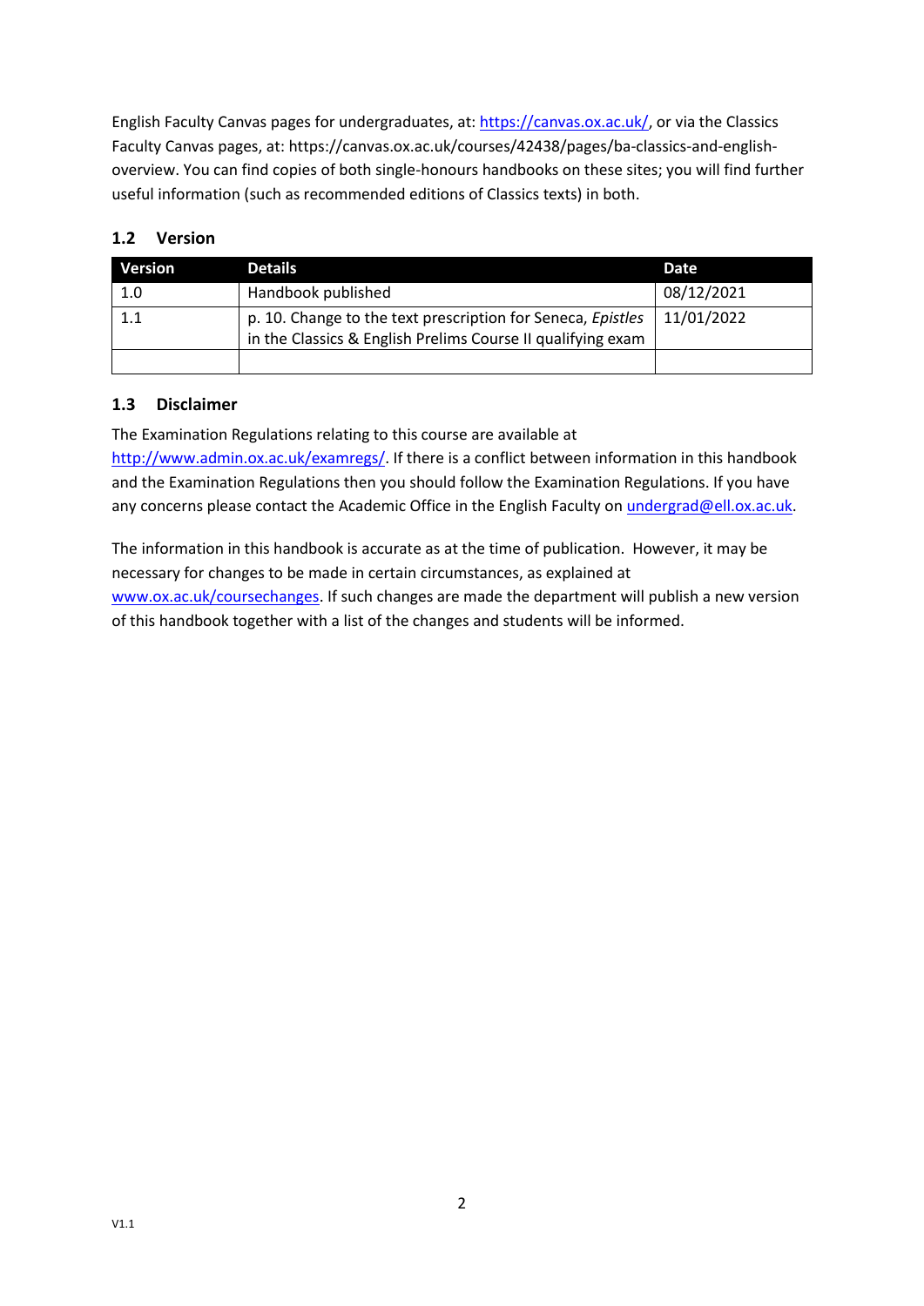English Faculty Canvas pages for undergraduates, at: https://canvas.ox.ac.uk/, or via the Classics Faculty Canvas pages, at: https://canvas.ox.ac.uk/courses/42438/pages/ba-classics-and-english-overview. You can find copies of both single-honours handbooks on these sites; you will find further useful information (such as recommended editions of Classics texts) in both.

### 1.2 Version

| Version | Details | Date |
|---|---|---|
| 1.0 | Handbook published | 08/12/2021 |
| 1.1 | p. 10. Change to the text prescription for Seneca, *Epistles* in the Classics & English Prelims Course II qualifying exam | 11/01/2022 |
| | | |

### 1.3 Disclaimer

The Examination Regulations relating to this course are available at http://www.admin.ox.ac.uk/examregs/. If there is a conflict between information in this handbook and the Examination Regulations then you should follow the Examination Regulations. If you have any concerns please contact the Academic Office in the English Faculty on undergrad@ell.ox.ac.uk.

The information in this handbook is accurate as at the time of publication. However, it may be necessary for changes to be made in certain circumstances, as explained at www.ox.ac.uk/coursechanges. If such changes are made the department will publish a new version of this handbook together with a list of the changes and students will be informed.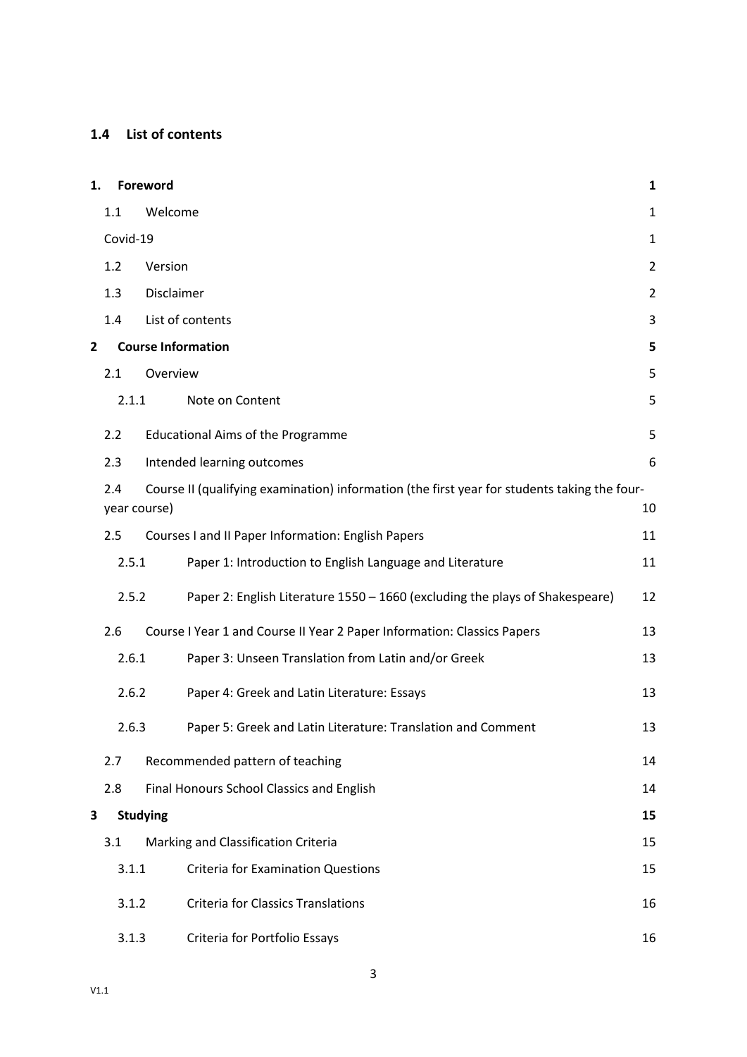### 1.4 List of contents

| | | |
|---|---|---|
| **1. Foreword** | | **1** |
| 1.1 | Welcome | 1 |
| Covid-19 | | 1 |
| 1.2 | Version | 2 |
| 1.3 | Disclaimer | 2 |
| 1.4 | List of contents | 3 |
| **2 Course Information** | | **5** |
| 2.1 | Overview | 5 |
| 2.1.1 | Note on Content | 5 |
| 2.2 | Educational Aims of the Programme | 5 |
| 2.3 | Intended learning outcomes | 6 |
| 2.4 | Course II (qualifying examination) information (the first year for students taking the four-year course) | 10 |
| 2.5 | Courses I and II Paper Information: English Papers | 11 |
| 2.5.1 | Paper 1: Introduction to English Language and Literature | 11 |
| 2.5.2 | Paper 2: English Literature 1550 – 1660 (excluding the plays of Shakespeare) | 12 |
| 2.6 | Course I Year 1 and Course II Year 2 Paper Information: Classics Papers | 13 |
| 2.6.1 | Paper 3: Unseen Translation from Latin and/or Greek | 13 |
| 2.6.2 | Paper 4: Greek and Latin Literature: Essays | 13 |
| 2.6.3 | Paper 5: Greek and Latin Literature: Translation and Comment | 13 |
| 2.7 | Recommended pattern of teaching | 14 |
| 2.8 | Final Honours School Classics and English | 14 |
| **3 Studying** | | **15** |
| 3.1 | Marking and Classification Criteria | 15 |
| 3.1.1 | Criteria for Examination Questions | 15 |
| 3.1.2 | Criteria for Classics Translations | 16 |
| 3.1.3 | Criteria for Portfolio Essays | 16 |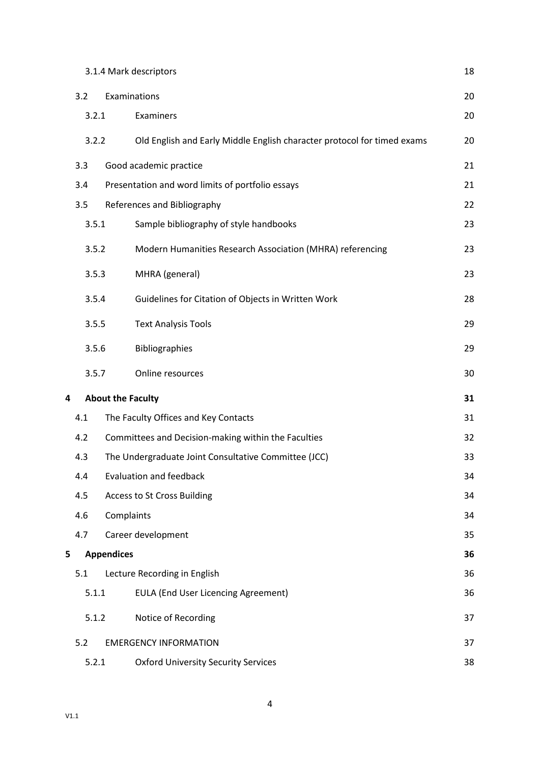| | | |
|---|---|---|
| 3.1.4 Mark descriptors | | 18 |
| 3.2 | Examinations | 20 |
| 3.2.1 | Examiners | 20 |
| 3.2.2 | Old English and Early Middle English character protocol for timed exams | 20 |
| 3.3 | Good academic practice | 21 |
| 3.4 | Presentation and word limits of portfolio essays | 21 |
| 3.5 | References and Bibliography | 22 |
| 3.5.1 | Sample bibliography of style handbooks | 23 |
| 3.5.2 | Modern Humanities Research Association (MHRA) referencing | 23 |
| 3.5.3 | MHRA (general) | 23 |
| 3.5.4 | Guidelines for Citation of Objects in Written Work | 28 |
| 3.5.5 | Text Analysis Tools | 29 |
| 3.5.6 | Bibliographies | 29 |
| 3.5.7 | Online resources | 30 |
| **4** | **About the Faculty** | **31** |
| 4.1 | The Faculty Offices and Key Contacts | 31 |
| 4.2 | Committees and Decision-making within the Faculties | 32 |
| 4.3 | The Undergraduate Joint Consultative Committee (JCC) | 33 |
| 4.4 | Evaluation and feedback | 34 |
| 4.5 | Access to St Cross Building | 34 |
| 4.6 | Complaints | 34 |
| 4.7 | Career development | 35 |
| **5** | **Appendices** | **36** |
| 5.1 | Lecture Recording in English | 36 |
| 5.1.1 | EULA (End User Licencing Agreement) | 36 |
| 5.1.2 | Notice of Recording | 37 |
| 5.2 | EMERGENCY INFORMATION | 37 |
| 5.2.1 | Oxford University Security Services | 38 |

V1.1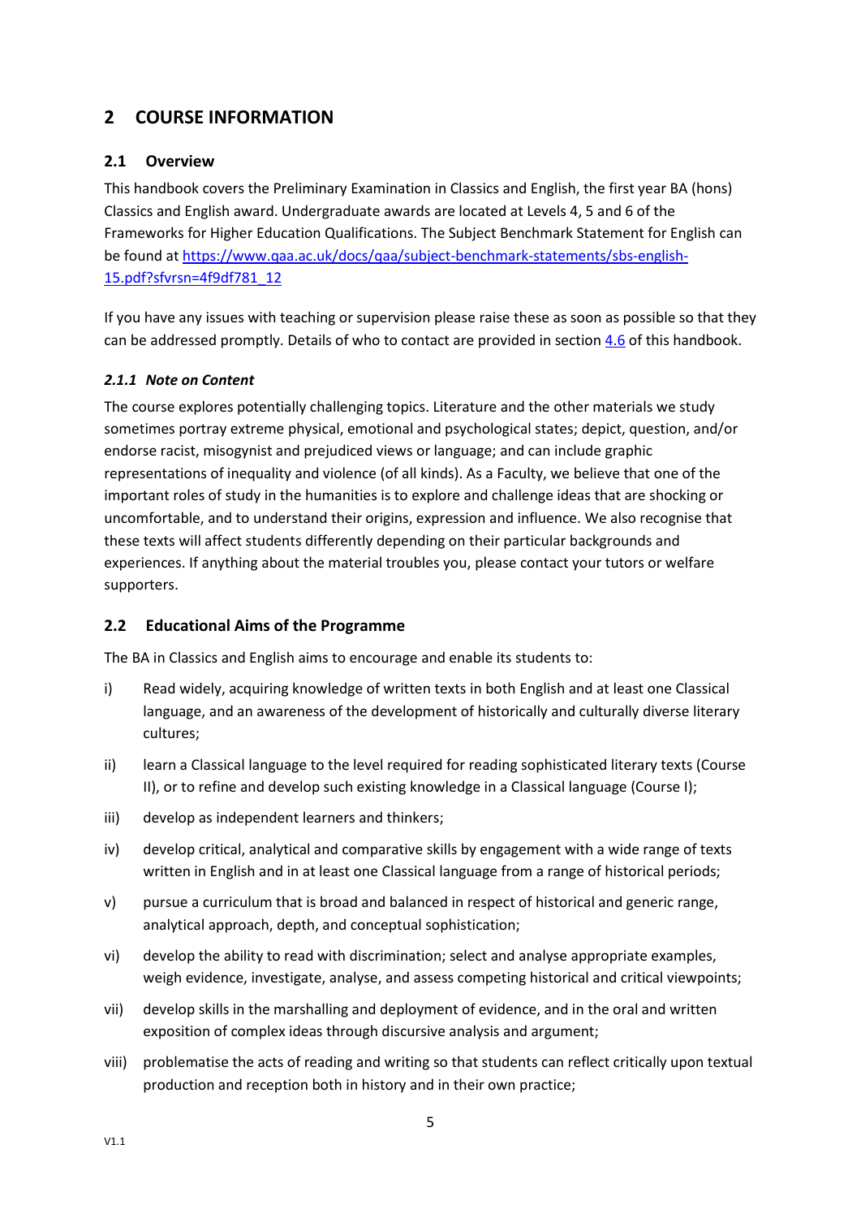## 2 COURSE INFORMATION

### 2.1 Overview

This handbook covers the Preliminary Examination in Classics and English, the first year BA (hons) Classics and English award. Undergraduate awards are located at Levels 4, 5 and 6 of the Frameworks for Higher Education Qualifications. The Subject Benchmark Statement for English can be found at [https://www.qaa.ac.uk/docs/qaa/subject-benchmark-statements/sbs-english-15.pdf?sfvrsn=4f9df781_12](https://www.qaa.ac.uk/docs/qaa/subject-benchmark-statements/sbs-english-15.pdf?sfvrsn=4f9df781_12)

If you have any issues with teaching or supervision please raise these as soon as possible so that they can be addressed promptly. Details of who to contact are provided in section 4.6 of this handbook.

#### *2.1.1 Note on Content*

The course explores potentially challenging topics. Literature and the other materials we study sometimes portray extreme physical, emotional and psychological states; depict, question, and/or endorse racist, misogynist and prejudiced views or language; and can include graphic representations of inequality and violence (of all kinds). As a Faculty, we believe that one of the important roles of study in the humanities is to explore and challenge ideas that are shocking or uncomfortable, and to understand their origins, expression and influence. We also recognise that these texts will affect students differently depending on their particular backgrounds and experiences. If anything about the material troubles you, please contact your tutors or welfare supporters.

### 2.2 Educational Aims of the Programme

The BA in Classics and English aims to encourage and enable its students to:

i) Read widely, acquiring knowledge of written texts in both English and at least one Classical language, and an awareness of the development of historically and culturally diverse literary cultures;

ii) learn a Classical language to the level required for reading sophisticated literary texts (Course II), or to refine and develop such existing knowledge in a Classical language (Course I);

iii) develop as independent learners and thinkers;

iv) develop critical, analytical and comparative skills by engagement with a wide range of texts written in English and in at least one Classical language from a range of historical periods;

v) pursue a curriculum that is broad and balanced in respect of historical and generic range, analytical approach, depth, and conceptual sophistication;

vi) develop the ability to read with discrimination; select and analyse appropriate examples, weigh evidence, investigate, analyse, and assess competing historical and critical viewpoints;

vii) develop skills in the marshalling and deployment of evidence, and in the oral and written exposition of complex ideas through discursive analysis and argument;

viii) problematise the acts of reading and writing so that students can reflect critically upon textual production and reception both in history and in their own practice;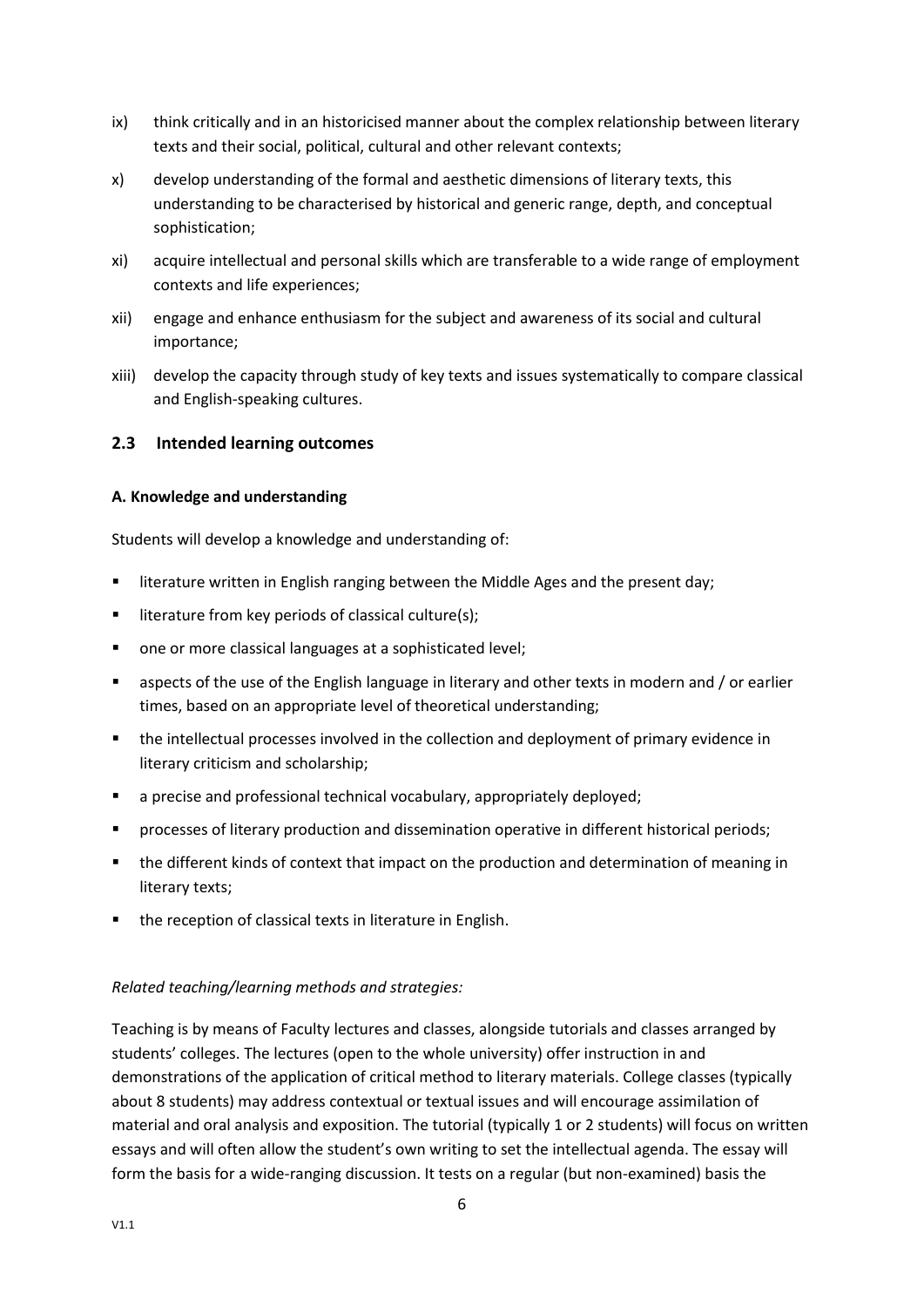ix) think critically and in an historicised manner about the complex relationship between literary texts and their social, political, cultural and other relevant contexts;

x) develop understanding of the formal and aesthetic dimensions of literary texts, this understanding to be characterised by historical and generic range, depth, and conceptual sophistication;

xi) acquire intellectual and personal skills which are transferable to a wide range of employment contexts and life experiences;

xii) engage and enhance enthusiasm for the subject and awareness of its social and cultural importance;

xiii) develop the capacity through study of key texts and issues systematically to compare classical and English-speaking cultures.

## 2.3 Intended learning outcomes

**A. Knowledge and understanding**

Students will develop a knowledge and understanding of:

- literature written in English ranging between the Middle Ages and the present day;
- literature from key periods of classical culture(s);
- one or more classical languages at a sophisticated level;
- aspects of the use of the English language in literary and other texts in modern and / or earlier times, based on an appropriate level of theoretical understanding;
- the intellectual processes involved in the collection and deployment of primary evidence in literary criticism and scholarship;
- a precise and professional technical vocabulary, appropriately deployed;
- processes of literary production and dissemination operative in different historical periods;
- the different kinds of context that impact on the production and determination of meaning in literary texts;
- the reception of classical texts in literature in English.

*Related teaching/learning methods and strategies:*

Teaching is by means of Faculty lectures and classes, alongside tutorials and classes arranged by students' colleges. The lectures (open to the whole university) offer instruction in and demonstrations of the application of critical method to literary materials. College classes (typically about 8 students) may address contextual or textual issues and will encourage assimilation of material and oral analysis and exposition. The tutorial (typically 1 or 2 students) will focus on written essays and will often allow the student's own writing to set the intellectual agenda. The essay will form the basis for a wide-ranging discussion. It tests on a regular (but non-examined) basis the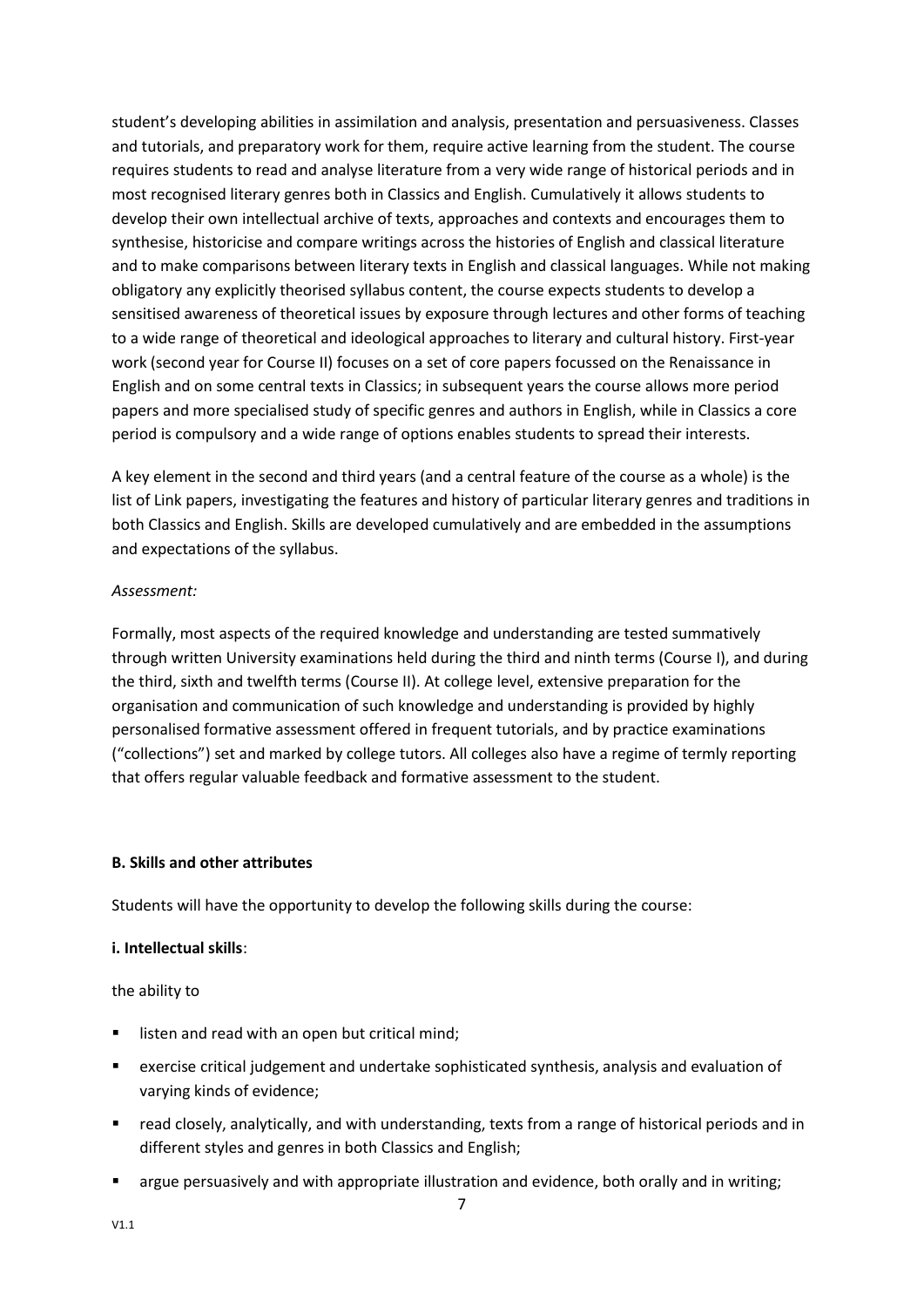student's developing abilities in assimilation and analysis, presentation and persuasiveness. Classes and tutorials, and preparatory work for them, require active learning from the student. The course requires students to read and analyse literature from a very wide range of historical periods and in most recognised literary genres both in Classics and English. Cumulatively it allows students to develop their own intellectual archive of texts, approaches and contexts and encourages them to synthesise, historicise and compare writings across the histories of English and classical literature and to make comparisons between literary texts in English and classical languages. While not making obligatory any explicitly theorised syllabus content, the course expects students to develop a sensitised awareness of theoretical issues by exposure through lectures and other forms of teaching to a wide range of theoretical and ideological approaches to literary and cultural history. First-year work (second year for Course II) focuses on a set of core papers focussed on the Renaissance in English and on some central texts in Classics; in subsequent years the course allows more period papers and more specialised study of specific genres and authors in English, while in Classics a core period is compulsory and a wide range of options enables students to spread their interests.

A key element in the second and third years (and a central feature of the course as a whole) is the list of Link papers, investigating the features and history of particular literary genres and traditions in both Classics and English. Skills are developed cumulatively and are embedded in the assumptions and expectations of the syllabus.

*Assessment:*

Formally, most aspects of the required knowledge and understanding are tested summatively through written University examinations held during the third and ninth terms (Course I), and during the third, sixth and twelfth terms (Course II). At college level, extensive preparation for the organisation and communication of such knowledge and understanding is provided by highly personalised formative assessment offered in frequent tutorials, and by practice examinations ("collections") set and marked by college tutors. All colleges also have a regime of termly reporting that offers regular valuable feedback and formative assessment to the student.

**B. Skills and other attributes**

Students will have the opportunity to develop the following skills during the course:

**i. Intellectual skills**:

the ability to

- listen and read with an open but critical mind;
- exercise critical judgement and undertake sophisticated synthesis, analysis and evaluation of varying kinds of evidence;
- read closely, analytically, and with understanding, texts from a range of historical periods and in different styles and genres in both Classics and English;
- argue persuasively and with appropriate illustration and evidence, both orally and in writing;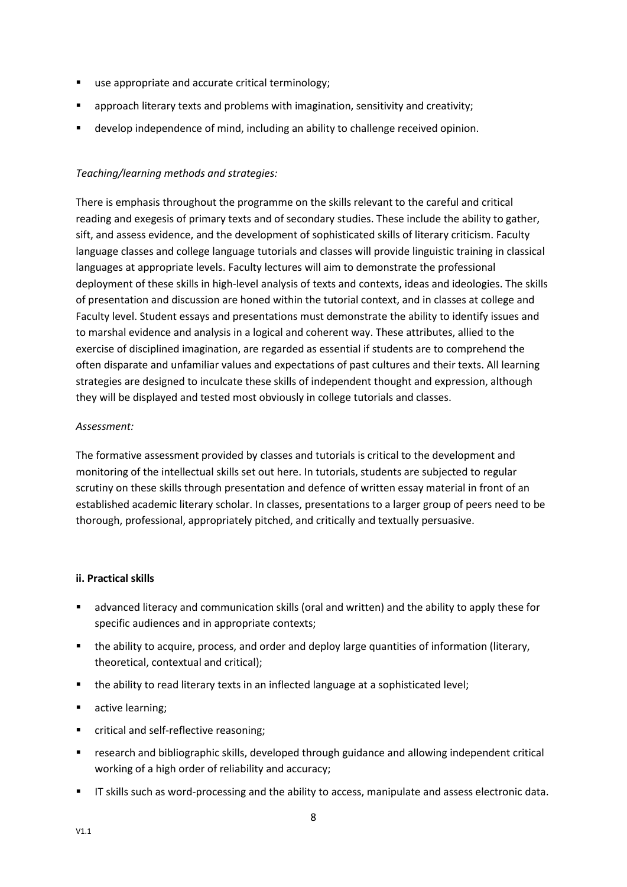- use appropriate and accurate critical terminology;
- approach literary texts and problems with imagination, sensitivity and creativity;
- develop independence of mind, including an ability to challenge received opinion.

*Teaching/learning methods and strategies:*

There is emphasis throughout the programme on the skills relevant to the careful and critical reading and exegesis of primary texts and of secondary studies. These include the ability to gather, sift, and assess evidence, and the development of sophisticated skills of literary criticism. Faculty language classes and college language tutorials and classes will provide linguistic training in classical languages at appropriate levels. Faculty lectures will aim to demonstrate the professional deployment of these skills in high-level analysis of texts and contexts, ideas and ideologies. The skills of presentation and discussion are honed within the tutorial context, and in classes at college and Faculty level. Student essays and presentations must demonstrate the ability to identify issues and to marshal evidence and analysis in a logical and coherent way. These attributes, allied to the exercise of disciplined imagination, are regarded as essential if students are to comprehend the often disparate and unfamiliar values and expectations of past cultures and their texts. All learning strategies are designed to inculcate these skills of independent thought and expression, although they will be displayed and tested most obviously in college tutorials and classes.

*Assessment:*

The formative assessment provided by classes and tutorials is critical to the development and monitoring of the intellectual skills set out here. In tutorials, students are subjected to regular scrutiny on these skills through presentation and defence of written essay material in front of an established academic literary scholar. In classes, presentations to a larger group of peers need to be thorough, professional, appropriately pitched, and critically and textually persuasive.

**ii. Practical skills**

- advanced literacy and communication skills (oral and written) and the ability to apply these for specific audiences and in appropriate contexts;
- the ability to acquire, process, and order and deploy large quantities of information (literary, theoretical, contextual and critical);
- the ability to read literary texts in an inflected language at a sophisticated level;
- active learning;
- critical and self-reflective reasoning;
- research and bibliographic skills, developed through guidance and allowing independent critical working of a high order of reliability and accuracy;
- IT skills such as word-processing and the ability to access, manipulate and assess electronic data.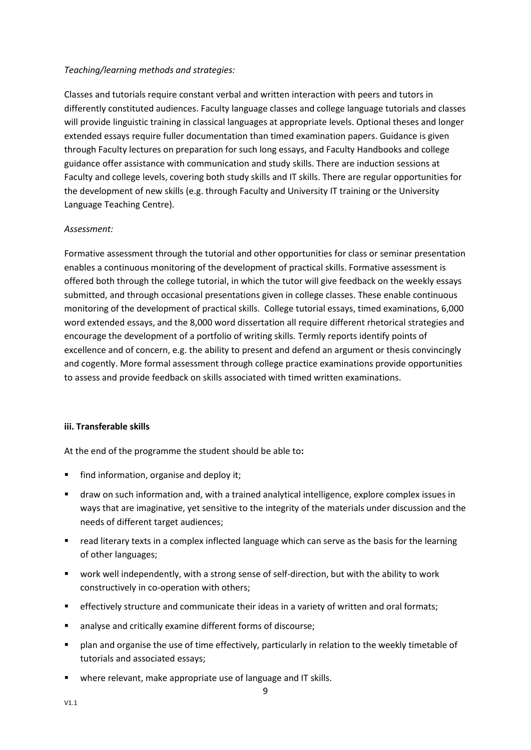*Teaching/learning methods and strategies:*

Classes and tutorials require constant verbal and written interaction with peers and tutors in differently constituted audiences. Faculty language classes and college language tutorials and classes will provide linguistic training in classical languages at appropriate levels. Optional theses and longer extended essays require fuller documentation than timed examination papers. Guidance is given through Faculty lectures on preparation for such long essays, and Faculty Handbooks and college guidance offer assistance with communication and study skills. There are induction sessions at Faculty and college levels, covering both study skills and IT skills. There are regular opportunities for the development of new skills (e.g. through Faculty and University IT training or the University Language Teaching Centre).

*Assessment:*

Formative assessment through the tutorial and other opportunities for class or seminar presentation enables a continuous monitoring of the development of practical skills. Formative assessment is offered both through the college tutorial, in which the tutor will give feedback on the weekly essays submitted, and through occasional presentations given in college classes. These enable continuous monitoring of the development of practical skills. College tutorial essays, timed examinations, 6,000 word extended essays, and the 8,000 word dissertation all require different rhetorical strategies and encourage the development of a portfolio of writing skills. Termly reports identify points of excellence and of concern, e.g. the ability to present and defend an argument or thesis convincingly and cogently. More formal assessment through college practice examinations provide opportunities to assess and provide feedback on skills associated with timed written examinations.

**iii. Transferable skills**

At the end of the programme the student should be able to**:**

- find information, organise and deploy it;
- draw on such information and, with a trained analytical intelligence, explore complex issues in ways that are imaginative, yet sensitive to the integrity of the materials under discussion and the needs of different target audiences;
- read literary texts in a complex inflected language which can serve as the basis for the learning of other languages;
- work well independently, with a strong sense of self-direction, but with the ability to work constructively in co-operation with others;
- effectively structure and communicate their ideas in a variety of written and oral formats;
- analyse and critically examine different forms of discourse;
- plan and organise the use of time effectively, particularly in relation to the weekly timetable of tutorials and associated essays;
- where relevant, make appropriate use of language and IT skills.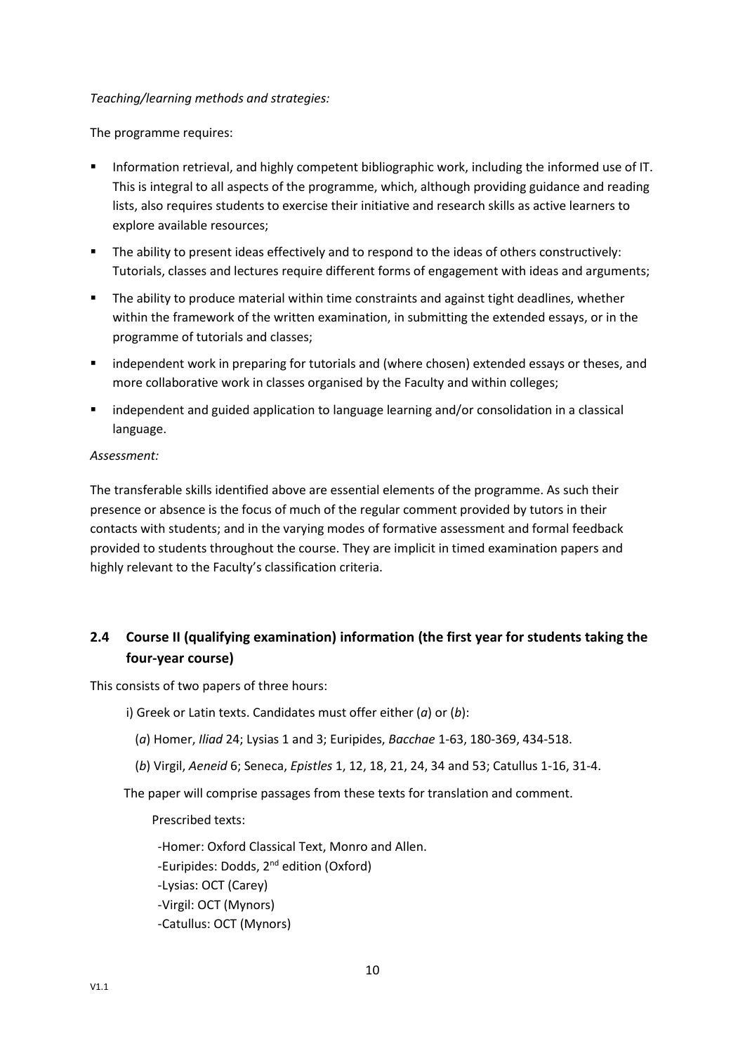*Teaching/learning methods and strategies:*

The programme requires:

- Information retrieval, and highly competent bibliographic work, including the informed use of IT. This is integral to all aspects of the programme, which, although providing guidance and reading lists, also requires students to exercise their initiative and research skills as active learners to explore available resources;
- The ability to present ideas effectively and to respond to the ideas of others constructively: Tutorials, classes and lectures require different forms of engagement with ideas and arguments;
- The ability to produce material within time constraints and against tight deadlines, whether within the framework of the written examination, in submitting the extended essays, or in the programme of tutorials and classes;
- independent work in preparing for tutorials and (where chosen) extended essays or theses, and more collaborative work in classes organised by the Faculty and within colleges;
- independent and guided application to language learning and/or consolidation in a classical language.

*Assessment:*

The transferable skills identified above are essential elements of the programme. As such their presence or absence is the focus of much of the regular comment provided by tutors in their contacts with students; and in the varying modes of formative assessment and formal feedback provided to students throughout the course. They are implicit in timed examination papers and highly relevant to the Faculty's classification criteria.

## 2.4 Course II (qualifying examination) information (the first year for students taking the four-year course)

This consists of two papers of three hours:

i) Greek or Latin texts. Candidates must offer either (*a*) or (*b*):

(*a*) Homer, *Iliad* 24; Lysias 1 and 3; Euripides, *Bacchae* 1-63, 180-369, 434-518.

(*b*) Virgil, *Aeneid* 6; Seneca, *Epistles* 1, 12, 18, 21, 24, 34 and 53; Catullus 1-16, 31-4.

The paper will comprise passages from these texts for translation and comment.

Prescribed texts:

-Homer: Oxford Classical Text, Monro and Allen.
-Euripides: Dodds, 2nd edition (Oxford)
-Lysias: OCT (Carey)
-Virgil: OCT (Mynors)
-Catullus: OCT (Mynors)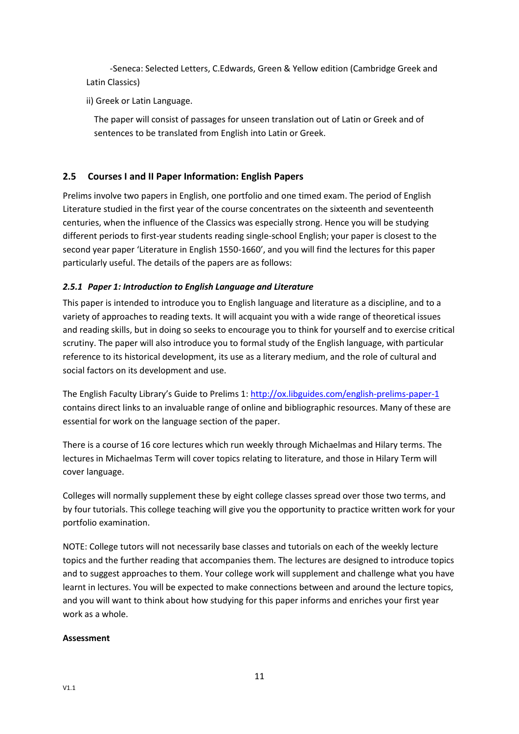-Seneca: Selected Letters, C.Edwards, Green & Yellow edition (Cambridge Greek and Latin Classics)

ii) Greek or Latin Language.

The paper will consist of passages for unseen translation out of Latin or Greek and of sentences to be translated from English into Latin or Greek.

## 2.5 Courses I and II Paper Information: English Papers

Prelims involve two papers in English, one portfolio and one timed exam. The period of English Literature studied in the first year of the course concentrates on the sixteenth and seventeenth centuries, when the influence of the Classics was especially strong. Hence you will be studying different periods to first-year students reading single-school English; your paper is closest to the second year paper 'Literature in English 1550-1660', and you will find the lectures for this paper particularly useful. The details of the papers are as follows:

### *2.5.1 Paper 1: Introduction to English Language and Literature*

This paper is intended to introduce you to English language and literature as a discipline, and to a variety of approaches to reading texts. It will acquaint you with a wide range of theoretical issues and reading skills, but in doing so seeks to encourage you to think for yourself and to exercise critical scrutiny. The paper will also introduce you to formal study of the English language, with particular reference to its historical development, its use as a literary medium, and the role of cultural and social factors on its development and use.

The English Faculty Library's Guide to Prelims 1: [http://ox.libguides.com/english-prelims-paper-1](http://ox.libguides.com/english-prelims-paper-1) contains direct links to an invaluable range of online and bibliographic resources. Many of these are essential for work on the language section of the paper.

There is a course of 16 core lectures which run weekly through Michaelmas and Hilary terms. The lectures in Michaelmas Term will cover topics relating to literature, and those in Hilary Term will cover language.

Colleges will normally supplement these by eight college classes spread over those two terms, and by four tutorials. This college teaching will give you the opportunity to practice written work for your portfolio examination.

NOTE: College tutors will not necessarily base classes and tutorials on each of the weekly lecture topics and the further reading that accompanies them. The lectures are designed to introduce topics and to suggest approaches to them. Your college work will supplement and challenge what you have learnt in lectures. You will be expected to make connections between and around the lecture topics, and you will want to think about how studying for this paper informs and enriches your first year work as a whole.

**Assessment**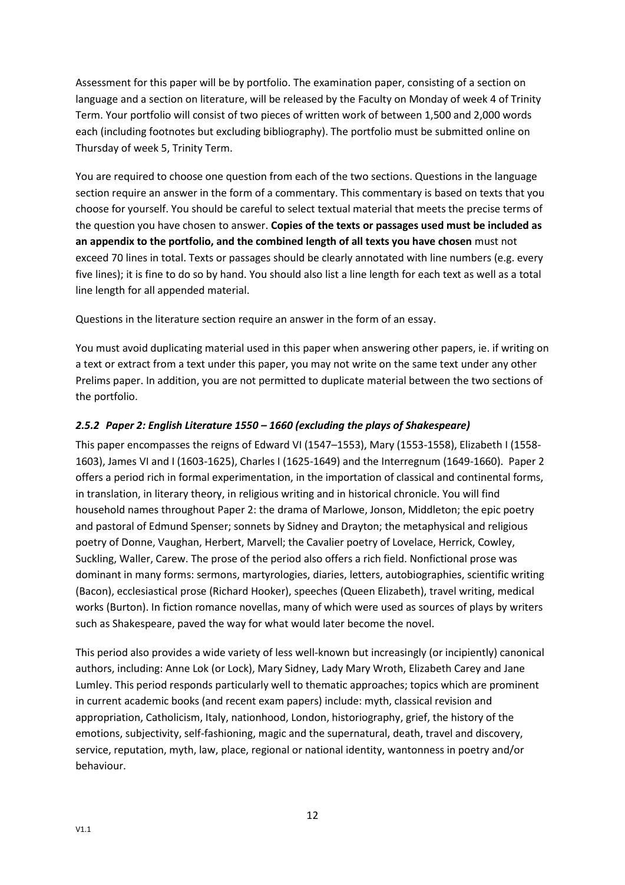Assessment for this paper will be by portfolio. The examination paper, consisting of a section on language and a section on literature, will be released by the Faculty on Monday of week 4 of Trinity Term. Your portfolio will consist of two pieces of written work of between 1,500 and 2,000 words each (including footnotes but excluding bibliography). The portfolio must be submitted online on Thursday of week 5, Trinity Term.

You are required to choose one question from each of the two sections. Questions in the language section require an answer in the form of a commentary. This commentary is based on texts that you choose for yourself. You should be careful to select textual material that meets the precise terms of the question you have chosen to answer. **Copies of the texts or passages used must be included as an appendix to the portfolio, and the combined length of all texts you have chosen** must not exceed 70 lines in total. Texts or passages should be clearly annotated with line numbers (e.g. every five lines); it is fine to do so by hand. You should also list a line length for each text as well as a total line length for all appended material.

Questions in the literature section require an answer in the form of an essay.

You must avoid duplicating material used in this paper when answering other papers, ie. if writing on a text or extract from a text under this paper, you may not write on the same text under any other Prelims paper. In addition, you are not permitted to duplicate material between the two sections of the portfolio.

### *2.5.2 Paper 2: English Literature 1550 – 1660 (excluding the plays of Shakespeare)*

This paper encompasses the reigns of Edward VI (1547–1553), Mary (1553-1558), Elizabeth I (1558-1603), James VI and I (1603-1625), Charles I (1625-1649) and the Interregnum (1649-1660). Paper 2 offers a period rich in formal experimentation, in the importation of classical and continental forms, in translation, in literary theory, in religious writing and in historical chronicle. You will find household names throughout Paper 2: the drama of Marlowe, Jonson, Middleton; the epic poetry and pastoral of Edmund Spenser; sonnets by Sidney and Drayton; the metaphysical and religious poetry of Donne, Vaughan, Herbert, Marvell; the Cavalier poetry of Lovelace, Herrick, Cowley, Suckling, Waller, Carew. The prose of the period also offers a rich field. Nonfictional prose was dominant in many forms: sermons, martyrologies, diaries, letters, autobiographies, scientific writing (Bacon), ecclesiastical prose (Richard Hooker), speeches (Queen Elizabeth), travel writing, medical works (Burton). In fiction romance novellas, many of which were used as sources of plays by writers such as Shakespeare, paved the way for what would later become the novel.

This period also provides a wide variety of less well-known but increasingly (or incipiently) canonical authors, including: Anne Lok (or Lock), Mary Sidney, Lady Mary Wroth, Elizabeth Carey and Jane Lumley. This period responds particularly well to thematic approaches; topics which are prominent in current academic books (and recent exam papers) include: myth, classical revision and appropriation, Catholicism, Italy, nationhood, London, historiography, grief, the history of the emotions, subjectivity, self-fashioning, magic and the supernatural, death, travel and discovery, service, reputation, myth, law, place, regional or national identity, wantonness in poetry and/or behaviour.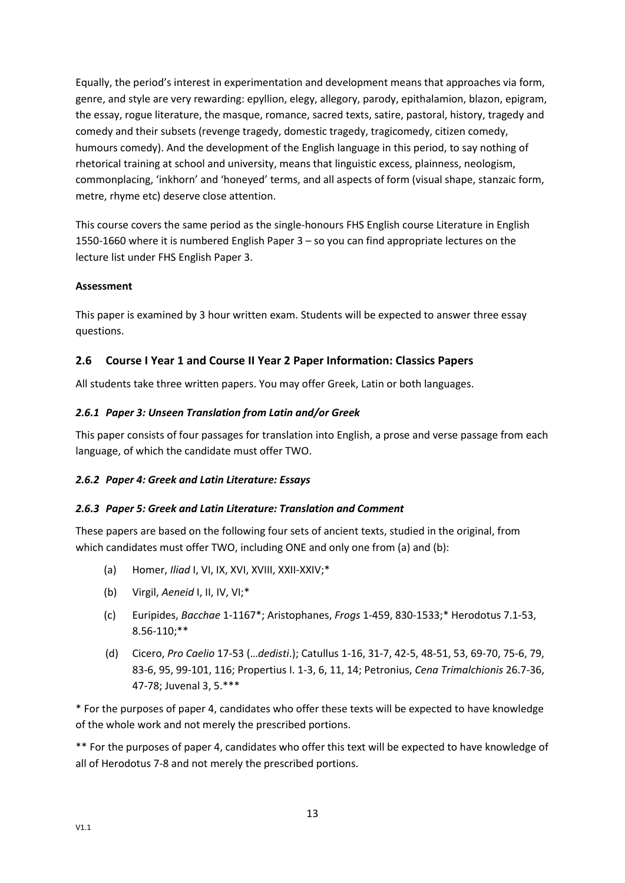Equally, the period's interest in experimentation and development means that approaches via form, genre, and style are very rewarding: epyllion, elegy, allegory, parody, epithalamion, blazon, epigram, the essay, rogue literature, the masque, romance, sacred texts, satire, pastoral, history, tragedy and comedy and their subsets (revenge tragedy, domestic tragedy, tragicomedy, citizen comedy, humours comedy). And the development of the English language in this period, to say nothing of rhetorical training at school and university, means that linguistic excess, plainness, neologism, commonplacing, 'inkhorn' and 'honeyed' terms, and all aspects of form (visual shape, stanzaic form, metre, rhyme etc) deserve close attention.

This course covers the same period as the single-honours FHS English course Literature in English 1550-1660 where it is numbered English Paper 3 – so you can find appropriate lectures on the lecture list under FHS English Paper 3.

**Assessment**

This paper is examined by 3 hour written exam. Students will be expected to answer three essay questions.

## 2.6 Course I Year 1 and Course II Year 2 Paper Information: Classics Papers

All students take three written papers. You may offer Greek, Latin or both languages.

### *2.6.1 Paper 3: Unseen Translation from Latin and/or Greek*

This paper consists of four passages for translation into English, a prose and verse passage from each language, of which the candidate must offer TWO.

### *2.6.2 Paper 4: Greek and Latin Literature: Essays*

### *2.6.3 Paper 5: Greek and Latin Literature: Translation and Comment*

These papers are based on the following four sets of ancient texts, studied in the original, from which candidates must offer TWO, including ONE and only one from (a) and (b):

(a) Homer, *Iliad* I, VI, IX, XVI, XVIII, XXII-XXIV;*

(b) Virgil, *Aeneid* I, II, IV, VI;*

(c) Euripides, *Bacchae* 1-1167*; Aristophanes, *Frogs* 1-459, 830-1533;* Herodotus 7.1-53, 8.56-110;**

(d) Cicero, *Pro Caelio* 17-53 (…*dedisti*.); Catullus 1-16, 31-7, 42-5, 48-51, 53, 69-70, 75-6, 79, 83-6, 95, 99-101, 116; Propertius I. 1-3, 6, 11, 14; Petronius, *Cena Trimalchionis* 26.7-36, 47-78; Juvenal 3, 5.***

\* For the purposes of paper 4, candidates who offer these texts will be expected to have knowledge of the whole work and not merely the prescribed portions.

\** For the purposes of paper 4, candidates who offer this text will be expected to have knowledge of all of Herodotus 7-8 and not merely the prescribed portions.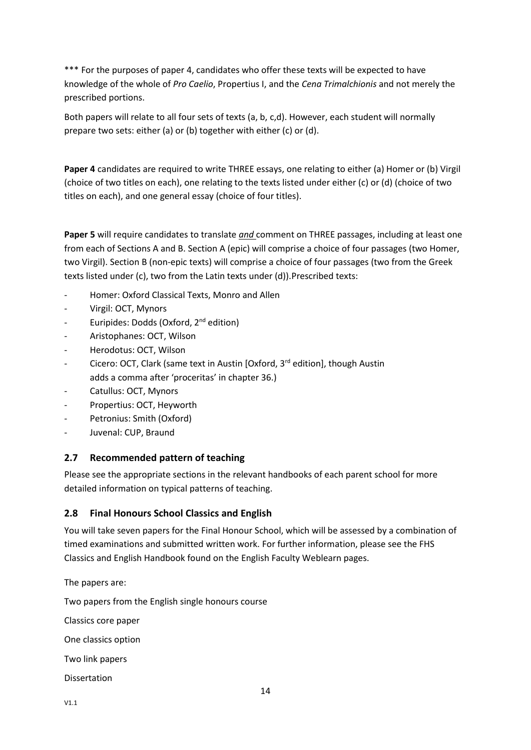*** For the purposes of paper 4, candidates who offer these texts will be expected to have knowledge of the whole of *Pro Caelio*, Propertius I, and the *Cena Trimalchionis* and not merely the prescribed portions.

Both papers will relate to all four sets of texts (a, b, c,d). However, each student will normally prepare two sets: either (a) or (b) together with either (c) or (d).

**Paper 4** candidates are required to write THREE essays, one relating to either (a) Homer or (b) Virgil (choice of two titles on each), one relating to the texts listed under either (c) or (d) (choice of two titles on each), and one general essay (choice of four titles).

**Paper 5** will require candidates to translate ***and*** comment on THREE passages, including at least one from each of Sections A and B. Section A (epic) will comprise a choice of four passages (two Homer, two Virgil). Section B (non-epic texts) will comprise a choice of four passages (two from the Greek texts listed under (c), two from the Latin texts under (d)).Prescribed texts:

- Homer: Oxford Classical Texts, Monro and Allen
- Virgil: OCT, Mynors
- Euripides: Dodds (Oxford, 2nd edition)
- Aristophanes: OCT, Wilson
- Herodotus: OCT, Wilson
- Cicero: OCT, Clark (same text in Austin [Oxford, 3rd edition], though Austin adds a comma after 'proceritas' in chapter 36.)
- Catullus: OCT, Mynors
- Propertius: OCT, Heyworth
- Petronius: Smith (Oxford)
- Juvenal: CUP, Braund

## 2.7 Recommended pattern of teaching

Please see the appropriate sections in the relevant handbooks of each parent school for more detailed information on typical patterns of teaching.

## 2.8 Final Honours School Classics and English

You will take seven papers for the Final Honour School, which will be assessed by a combination of timed examinations and submitted written work. For further information, please see the FHS Classics and English Handbook found on the English Faculty Weblearn pages.

The papers are:

Two papers from the English single honours course

Classics core paper

One classics option

Two link papers

Dissertation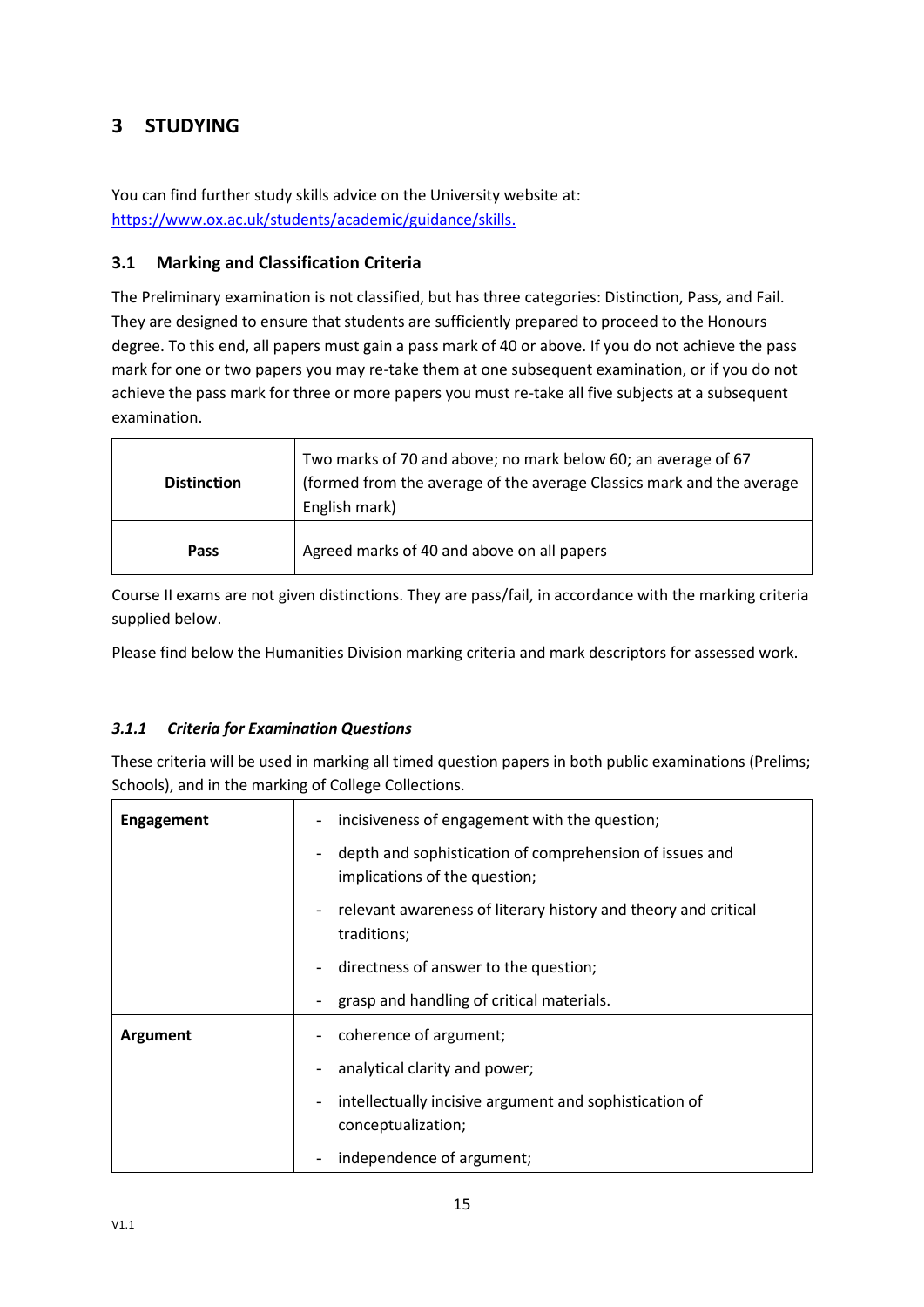# 3 STUDYING

You can find further study skills advice on the University website at: [https://www.ox.ac.uk/students/academic/guidance/skills.](https://www.ox.ac.uk/students/academic/guidance/skills)

## 3.1 Marking and Classification Criteria

The Preliminary examination is not classified, but has three categories: Distinction, Pass, and Fail. They are designed to ensure that students are sufficiently prepared to proceed to the Honours degree. To this end, all papers must gain a pass mark of 40 or above. If you do not achieve the pass mark for one or two papers you may re-take them at one subsequent examination, or if you do not achieve the pass mark for three or more papers you must re-take all five subjects at a subsequent examination.

| | |
|---|---|
| **Distinction** | Two marks of 70 and above; no mark below 60; an average of 67 (formed from the average of the average Classics mark and the average English mark) |
| **Pass** | Agreed marks of 40 and above on all papers |

Course II exams are not given distinctions. They are pass/fail, in accordance with the marking criteria supplied below.

Please find below the Humanities Division marking criteria and mark descriptors for assessed work.

### *3.1.1 Criteria for Examination Questions*

These criteria will be used in marking all timed question papers in both public examinations (Prelims; Schools), and in the marking of College Collections.

| | |
|---|---|
| **Engagement** | - incisiveness of engagement with the question;<br>- depth and sophistication of comprehension of issues and implications of the question;<br>- relevant awareness of literary history and theory and critical traditions;<br>- directness of answer to the question;<br>- grasp and handling of critical materials. |
| **Argument** | - coherence of argument;<br>- analytical clarity and power;<br>- intellectually incisive argument and sophistication of conceptualization;<br>- independence of argument; |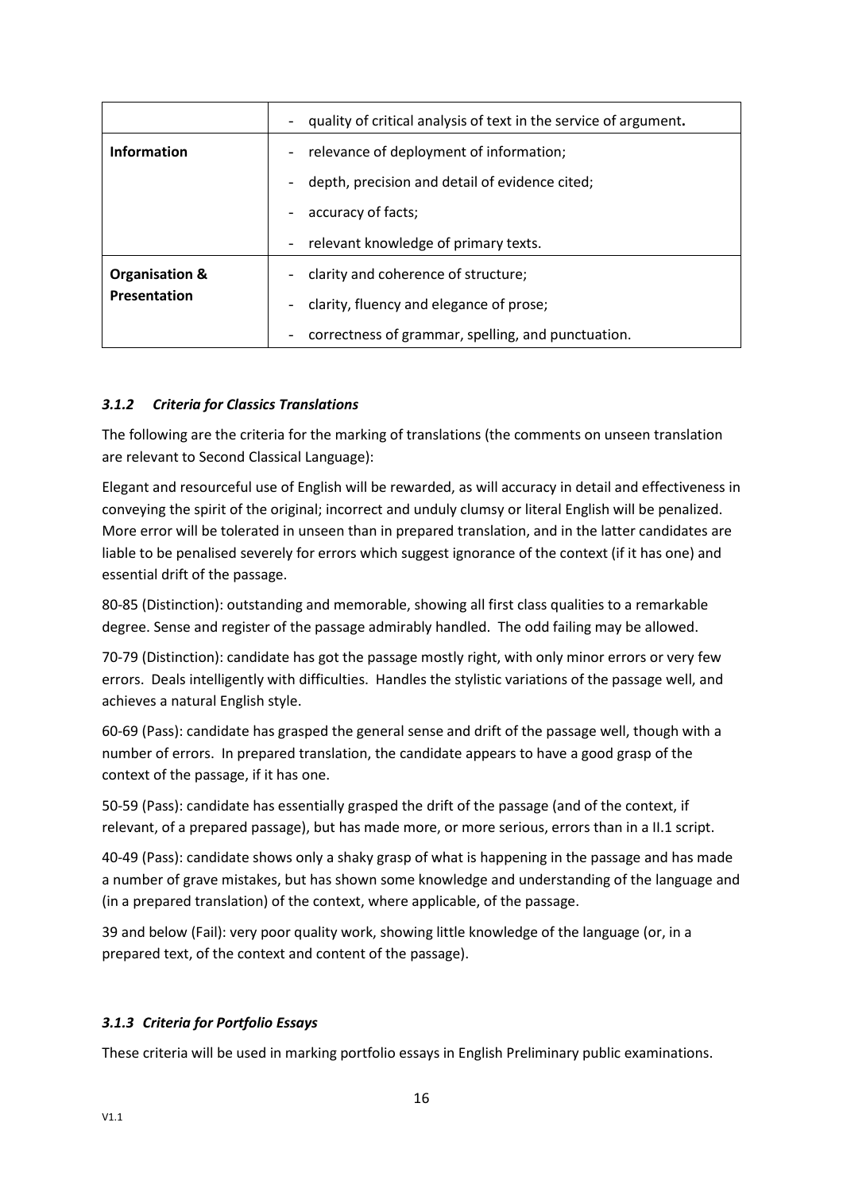| | |
|---|---|
| | - quality of critical analysis of text in the service of argument. |
| **Information** | - relevance of deployment of information;<br>- depth, precision and detail of evidence cited;<br>- accuracy of facts;<br>- relevant knowledge of primary texts. |
| **Organisation & Presentation** | - clarity and coherence of structure;<br>- clarity, fluency and elegance of prose;<br>- correctness of grammar, spelling, and punctuation. |

### *3.1.2 Criteria for Classics Translations*

The following are the criteria for the marking of translations (the comments on unseen translation are relevant to Second Classical Language):

Elegant and resourceful use of English will be rewarded, as will accuracy in detail and effectiveness in conveying the spirit of the original; incorrect and unduly clumsy or literal English will be penalized. More error will be tolerated in unseen than in prepared translation, and in the latter candidates are liable to be penalised severely for errors which suggest ignorance of the context (if it has one) and essential drift of the passage.

80-85 (Distinction): outstanding and memorable, showing all first class qualities to a remarkable degree. Sense and register of the passage admirably handled. The odd failing may be allowed.

70-79 (Distinction): candidate has got the passage mostly right, with only minor errors or very few errors. Deals intelligently with difficulties. Handles the stylistic variations of the passage well, and achieves a natural English style.

60-69 (Pass): candidate has grasped the general sense and drift of the passage well, though with a number of errors. In prepared translation, the candidate appears to have a good grasp of the context of the passage, if it has one.

50-59 (Pass): candidate has essentially grasped the drift of the passage (and of the context, if relevant, of a prepared passage), but has made more, or more serious, errors than in a II.1 script.

40-49 (Pass): candidate shows only a shaky grasp of what is happening in the passage and has made a number of grave mistakes, but has shown some knowledge and understanding of the language and (in a prepared translation) of the context, where applicable, of the passage.

39 and below (Fail): very poor quality work, showing little knowledge of the language (or, in a prepared text, of the context and content of the passage).

### *3.1.3 Criteria for Portfolio Essays*

These criteria will be used in marking portfolio essays in English Preliminary public examinations.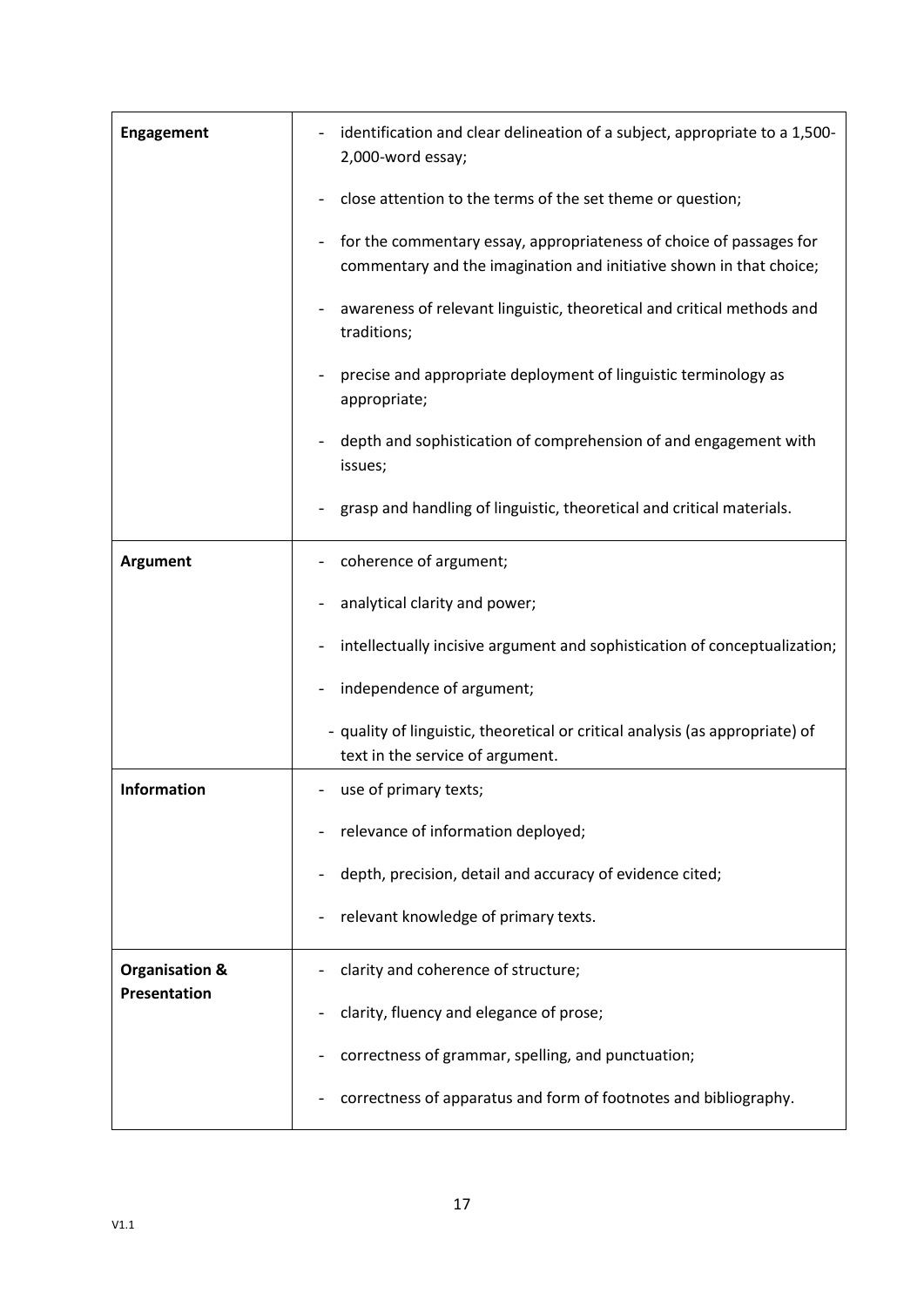| | |
|---|---|
| **Engagement** | - identification and clear delineation of a subject, appropriate to a 1,500-2,000-word essay;<br><br>- close attention to the terms of the set theme or question;<br><br>- for the commentary essay, appropriateness of choice of passages for commentary and the imagination and initiative shown in that choice;<br><br>- awareness of relevant linguistic, theoretical and critical methods and traditions;<br><br>- precise and appropriate deployment of linguistic terminology as appropriate;<br><br>- depth and sophistication of comprehension of and engagement with issues;<br><br>- grasp and handling of linguistic, theoretical and critical materials. |
| **Argument** | - coherence of argument;<br><br>- analytical clarity and power;<br><br>- intellectually incisive argument and sophistication of conceptualization;<br><br>- independence of argument;<br><br>- quality of linguistic, theoretical or critical analysis (as appropriate) of text in the service of argument. |
| **Information** | - use of primary texts;<br><br>- relevance of information deployed;<br><br>- depth, precision, detail and accuracy of evidence cited;<br><br>- relevant knowledge of primary texts. |
| **Organisation & Presentation** | - clarity and coherence of structure;<br><br>- clarity, fluency and elegance of prose;<br><br>- correctness of grammar, spelling, and punctuation;<br><br>- correctness of apparatus and form of footnotes and bibliography. |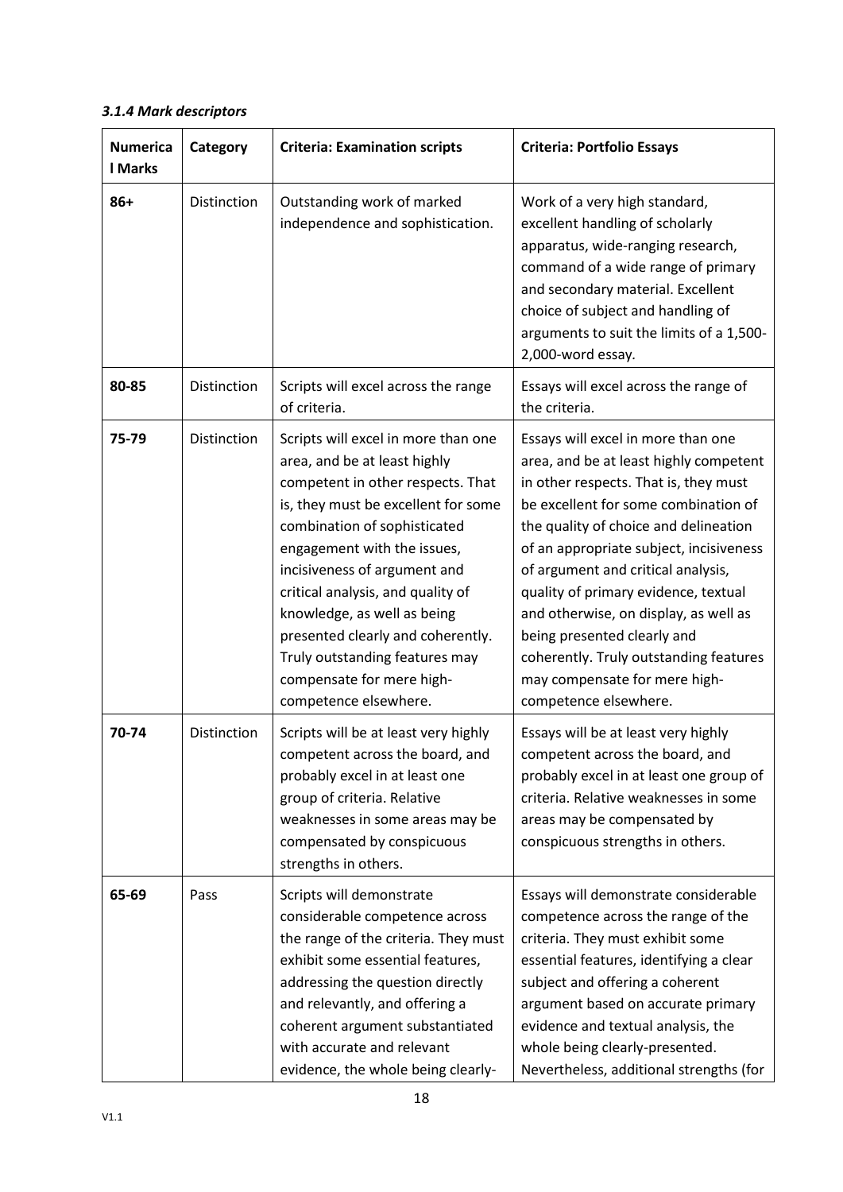### *3.1.4 Mark descriptors*

| Numerical Marks | Category | Criteria: Examination scripts | Criteria: Portfolio Essays |
|---|---|---|---|
| **86+** | Distinction | Outstanding work of marked independence and sophistication. | Work of a very high standard, excellent handling of scholarly apparatus, wide-ranging research, command of a wide range of primary and secondary material. Excellent choice of subject and handling of arguments to suit the limits of a 1,500-2,000-word essay. |
| **80-85** | Distinction | Scripts will excel across the range of criteria. | Essays will excel across the range of the criteria. |
| **75-79** | Distinction | Scripts will excel in more than one area, and be at least highly competent in other respects. That is, they must be excellent for some combination of sophisticated engagement with the issues, incisiveness of argument and critical analysis, and quality of knowledge, as well as being presented clearly and coherently. Truly outstanding features may compensate for mere high-competence elsewhere. | Essays will excel in more than one area, and be at least highly competent in other respects. That is, they must be excellent for some combination of the quality of choice and delineation of an appropriate subject, incisiveness of argument and critical analysis, quality of primary evidence, textual and otherwise, on display, as well as being presented clearly and coherently. Truly outstanding features may compensate for mere high-competence elsewhere. |
| **70-74** | Distinction | Scripts will be at least very highly competent across the board, and probably excel in at least one group of criteria. Relative weaknesses in some areas may be compensated by conspicuous strengths in others. | Essays will be at least very highly competent across the board, and probably excel in at least one group of criteria. Relative weaknesses in some areas may be compensated by conspicuous strengths in others. |
| **65-69** | Pass | Scripts will demonstrate considerable competence across the range of the criteria. They must exhibit some essential features, addressing the question directly and relevantly, and offering a coherent argument substantiated with accurate and relevant evidence, the whole being clearly- | Essays will demonstrate considerable competence across the range of the criteria. They must exhibit some essential features, identifying a clear subject and offering a coherent argument based on accurate primary evidence and textual analysis, the whole being clearly-presented. Nevertheless, additional strengths (for |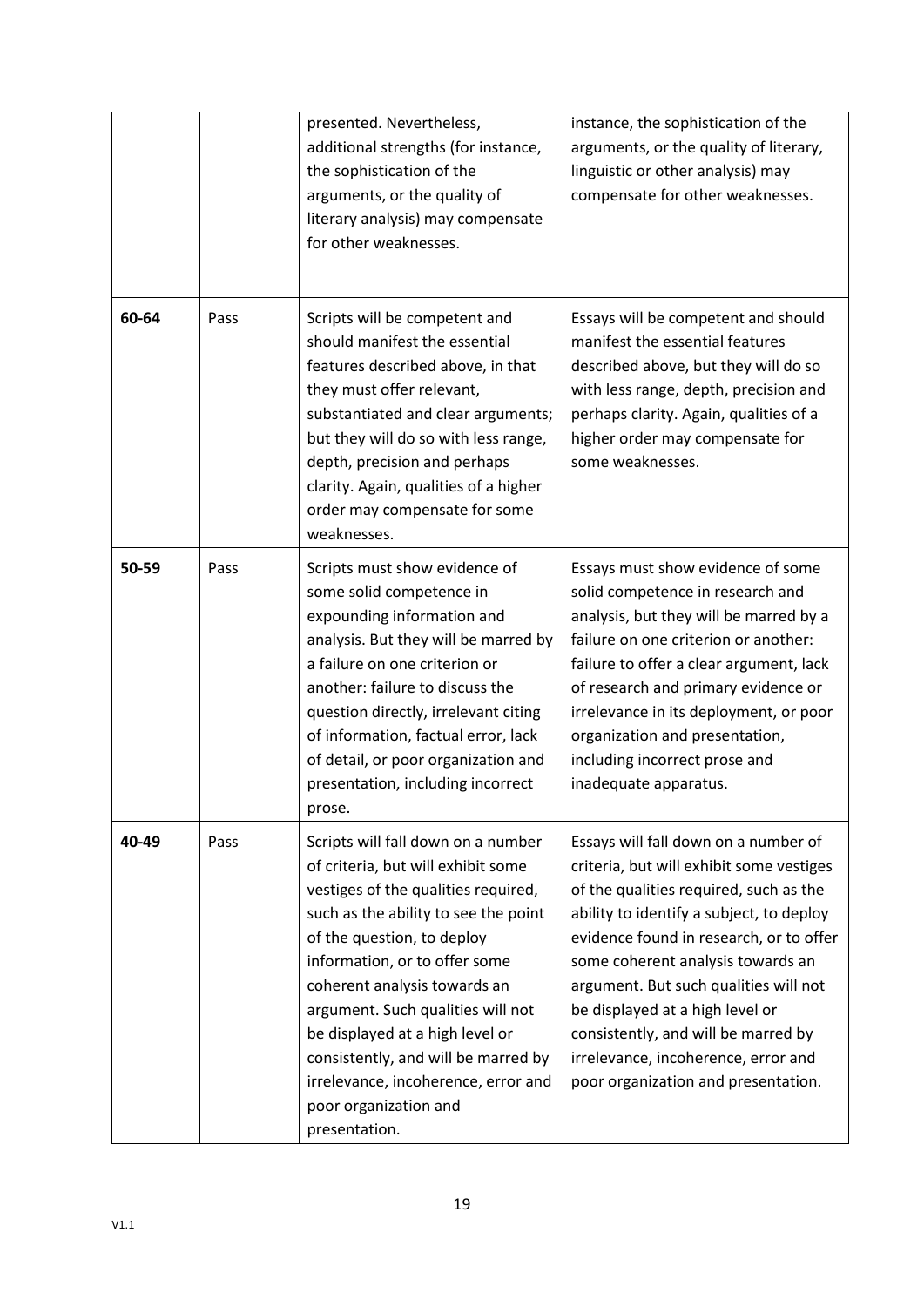|  |  |  |  |
|---|---|---|---|
|  |  | presented. Nevertheless, additional strengths (for instance, the sophistication of the arguments, or the quality of literary analysis) may compensate for other weaknesses. | instance, the sophistication of the arguments, or the quality of literary, linguistic or other analysis) may compensate for other weaknesses. |
| **60-64** | Pass | Scripts will be competent and should manifest the essential features described above, in that they must offer relevant, substantiated and clear arguments; but they will do so with less range, depth, precision and perhaps clarity. Again, qualities of a higher order may compensate for some weaknesses. | Essays will be competent and should manifest the essential features described above, but they will do so with less range, depth, precision and perhaps clarity. Again, qualities of a higher order may compensate for some weaknesses. |
| **50-59** | Pass | Scripts must show evidence of some solid competence in expounding information and analysis. But they will be marred by a failure on one criterion or another: failure to discuss the question directly, irrelevant citing of information, factual error, lack of detail, or poor organization and presentation, including incorrect prose. | Essays must show evidence of some solid competence in research and analysis, but they will be marred by a failure on one criterion or another: failure to offer a clear argument, lack of research and primary evidence or irrelevance in its deployment, or poor organization and presentation, including incorrect prose and inadequate apparatus. |
| **40-49** | Pass | Scripts will fall down on a number of criteria, but will exhibit some vestiges of the qualities required, such as the ability to see the point of the question, to deploy information, or to offer some coherent analysis towards an argument. Such qualities will not be displayed at a high level or consistently, and will be marred by irrelevance, incoherence, error and poor organization and presentation. | Essays will fall down on a number of criteria, but will exhibit some vestiges of the qualities required, such as the ability to identify a subject, to deploy evidence found in research, or to offer some coherent analysis towards an argument. But such qualities will not be displayed at a high level or consistently, and will be marred by irrelevance, incoherence, error and poor organization and presentation. |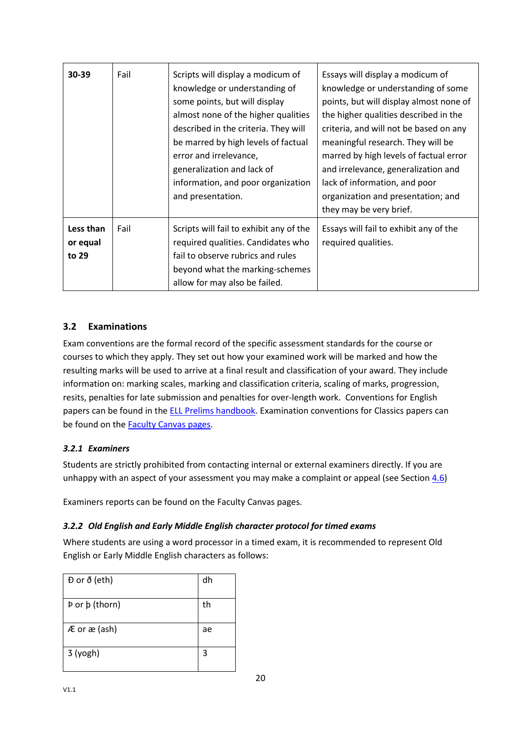| 30-39 | Fail | Scripts will display a modicum of knowledge or understanding of some points, but will display almost none of the higher qualities described in the criteria. They will be marred by high levels of factual error and irrelevance, generalization and lack of information, and poor organization and presentation. | Essays will display a modicum of knowledge or understanding of some points, but will display almost none of the higher qualities described in the criteria, and will not be based on any meaningful research. They will be marred by high levels of factual error and irrelevance, generalization and lack of information, and poor organization and presentation; and they may be very brief. |
|---|---|---|---|
| **Less than or equal to 29** | Fail | Scripts will fail to exhibit any of the required qualities. Candidates who fail to observe rubrics and rules beyond what the marking-schemes allow for may also be failed. | Essays will fail to exhibit any of the required qualities. |

### 3.2 Examinations

Exam conventions are the formal record of the specific assessment standards for the course or courses to which they apply. They set out how your examined work will be marked and how the resulting marks will be used to arrive at a final result and classification of your award. They include information on: marking scales, marking and classification criteria, scaling of marks, progression, resits, penalties for late submission and penalties for over-length work. Conventions for English papers can be found in the ELL Prelims handbook. Examination conventions for Classics papers can be found on the Faculty Canvas pages.

#### *3.2.1 Examiners*

Students are strictly prohibited from contacting internal or external examiners directly. If you are unhappy with an aspect of your assessment you may make a complaint or appeal (see Section 4.6)

Examiners reports can be found on the Faculty Canvas pages.

#### *3.2.2 Old English and Early Middle English character protocol for timed exams*

Where students are using a word processor in a timed exam, it is recommended to represent Old English or Early Middle English characters as follows:

| Ð or ð (eth) | dh |
|---|---|
| Þ or þ (thorn) | th |
| Æ or æ (ash) | ae |
| 3 (yogh) | 3 |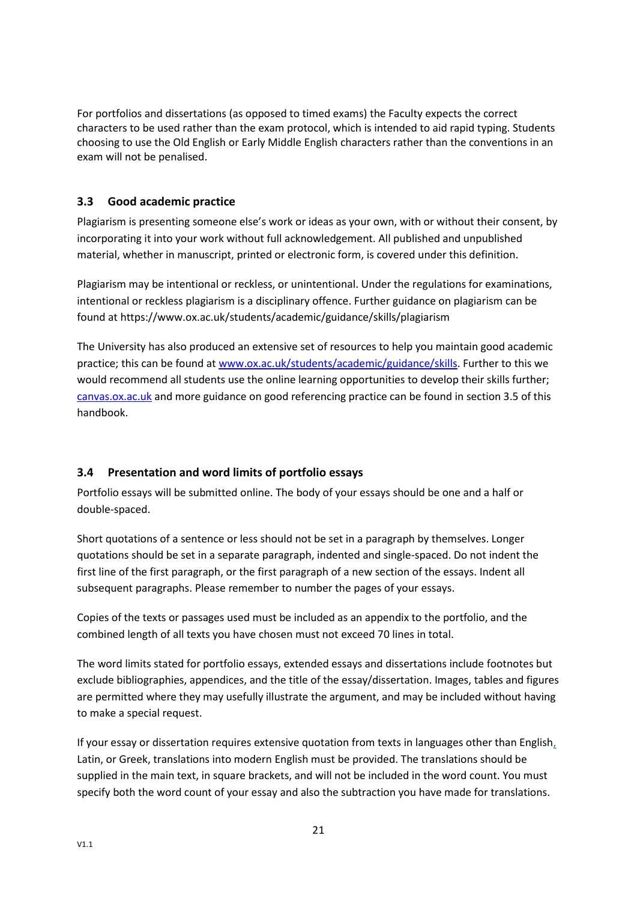For portfolios and dissertations (as opposed to timed exams) the Faculty expects the correct characters to be used rather than the exam protocol, which is intended to aid rapid typing. Students choosing to use the Old English or Early Middle English characters rather than the conventions in an exam will not be penalised.

### 3.3 Good academic practice

Plagiarism is presenting someone else's work or ideas as your own, with or without their consent, by incorporating it into your work without full acknowledgement. All published and unpublished material, whether in manuscript, printed or electronic form, is covered under this definition.

Plagiarism may be intentional or reckless, or unintentional. Under the regulations for examinations, intentional or reckless plagiarism is a disciplinary offence. Further guidance on plagiarism can be found at https://www.ox.ac.uk/students/academic/guidance/skills/plagiarism

The University has also produced an extensive set of resources to help you maintain good academic practice; this can be found at [www.ox.ac.uk/students/academic/guidance/skills](www.ox.ac.uk/students/academic/guidance/skills). Further to this we would recommend all students use the online learning opportunities to develop their skills further; [canvas.ox.ac.uk](canvas.ox.ac.uk) and more guidance on good referencing practice can be found in section 3.5 of this handbook.

### 3.4 Presentation and word limits of portfolio essays

Portfolio essays will be submitted online. The body of your essays should be one and a half or double-spaced.

Short quotations of a sentence or less should not be set in a paragraph by themselves. Longer quotations should be set in a separate paragraph, indented and single-spaced. Do not indent the first line of the first paragraph, or the first paragraph of a new section of the essays. Indent all subsequent paragraphs. Please remember to number the pages of your essays.

Copies of the texts or passages used must be included as an appendix to the portfolio, and the combined length of all texts you have chosen must not exceed 70 lines in total.

The word limits stated for portfolio essays, extended essays and dissertations include footnotes but exclude bibliographies, appendices, and the title of the essay/dissertation. Images, tables and figures are permitted where they may usefully illustrate the argument, and may be included without having to make a special request.

If your essay or dissertation requires extensive quotation from texts in languages other than English, Latin, or Greek, translations into modern English must be provided. The translations should be supplied in the main text, in square brackets, and will not be included in the word count. You must specify both the word count of your essay and also the subtraction you have made for translations.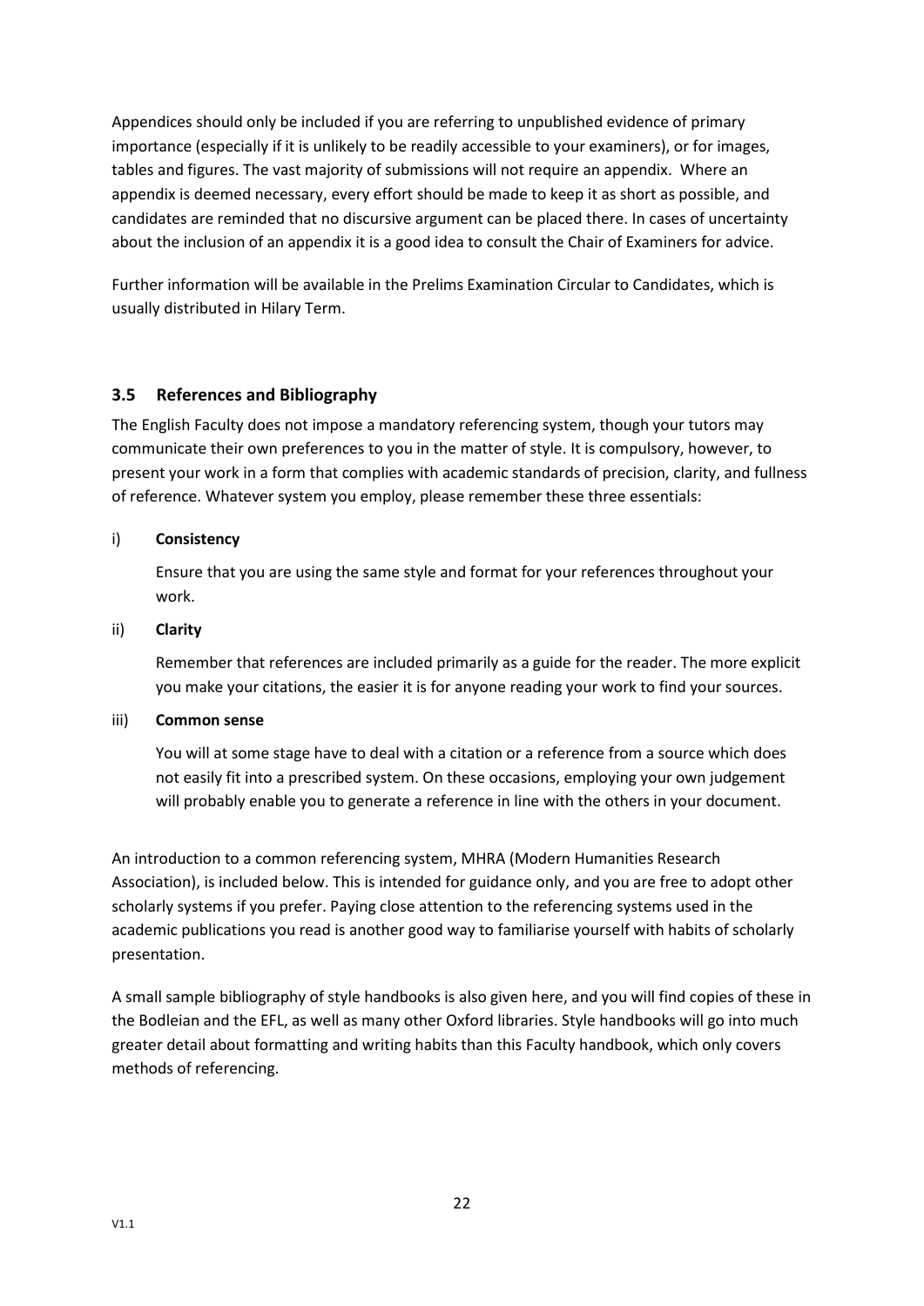Appendices should only be included if you are referring to unpublished evidence of primary importance (especially if it is unlikely to be readily accessible to your examiners), or for images, tables and figures. The vast majority of submissions will not require an appendix. Where an appendix is deemed necessary, every effort should be made to keep it as short as possible, and candidates are reminded that no discursive argument can be placed there. In cases of uncertainty about the inclusion of an appendix it is a good idea to consult the Chair of Examiners for advice.

Further information will be available in the Prelims Examination Circular to Candidates, which is usually distributed in Hilary Term.

### 3.5 References and Bibliography

The English Faculty does not impose a mandatory referencing system, though your tutors may communicate their own preferences to you in the matter of style. It is compulsory, however, to present your work in a form that complies with academic standards of precision, clarity, and fullness of reference. Whatever system you employ, please remember these three essentials:

i) **Consistency**

Ensure that you are using the same style and format for your references throughout your work.

ii) **Clarity**

Remember that references are included primarily as a guide for the reader. The more explicit you make your citations, the easier it is for anyone reading your work to find your sources.

iii) **Common sense**

You will at some stage have to deal with a citation or a reference from a source which does not easily fit into a prescribed system. On these occasions, employing your own judgement will probably enable you to generate a reference in line with the others in your document.

An introduction to a common referencing system, MHRA (Modern Humanities Research Association), is included below. This is intended for guidance only, and you are free to adopt other scholarly systems if you prefer. Paying close attention to the referencing systems used in the academic publications you read is another good way to familiarise yourself with habits of scholarly presentation.

A small sample bibliography of style handbooks is also given here, and you will find copies of these in the Bodleian and the EFL, as well as many other Oxford libraries. Style handbooks will go into much greater detail about formatting and writing habits than this Faculty handbook, which only covers methods of referencing.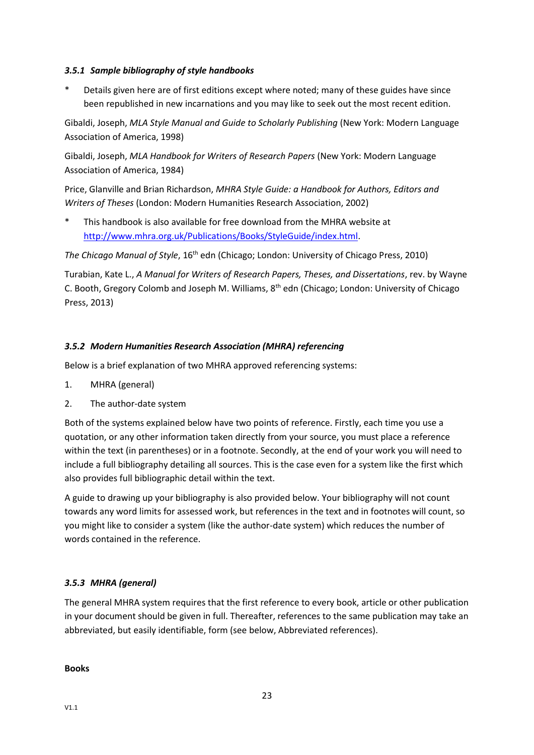### *3.5.1 Sample bibliography of style handbooks*

\* Details given here are of first editions except where noted; many of these guides have since been republished in new incarnations and you may like to seek out the most recent edition.

Gibaldi, Joseph, *MLA Style Manual and Guide to Scholarly Publishing* (New York: Modern Language Association of America, 1998)

Gibaldi, Joseph, *MLA Handbook for Writers of Research Papers* (New York: Modern Language Association of America, 1984)

Price, Glanville and Brian Richardson, *MHRA Style Guide: a Handbook for Authors, Editors and Writers of Theses* (London: Modern Humanities Research Association, 2002)

\* This handbook is also available for free download from the MHRA website at [http://www.mhra.org.uk/Publications/Books/StyleGuide/index.html](http://www.mhra.org.uk/Publications/Books/StyleGuide/index.html).

*The Chicago Manual of Style*, 16th edn (Chicago; London: University of Chicago Press, 2010)

Turabian, Kate L., *A Manual for Writers of Research Papers, Theses, and Dissertations*, rev. by Wayne C. Booth, Gregory Colomb and Joseph M. Williams, 8th edn (Chicago; London: University of Chicago Press, 2013)

### *3.5.2 Modern Humanities Research Association (MHRA) referencing*

Below is a brief explanation of two MHRA approved referencing systems:

1. MHRA (general)
2. The author-date system

Both of the systems explained below have two points of reference. Firstly, each time you use a quotation, or any other information taken directly from your source, you must place a reference within the text (in parentheses) or in a footnote. Secondly, at the end of your work you will need to include a full bibliography detailing all sources. This is the case even for a system like the first which also provides full bibliographic detail within the text.

A guide to drawing up your bibliography is also provided below. Your bibliography will not count towards any word limits for assessed work, but references in the text and in footnotes will count, so you might like to consider a system (like the author-date system) which reduces the number of words contained in the reference.

### *3.5.3 MHRA (general)*

The general MHRA system requires that the first reference to every book, article or other publication in your document should be given in full. Thereafter, references to the same publication may take an abbreviated, but easily identifiable, form (see below, Abbreviated references).

**Books**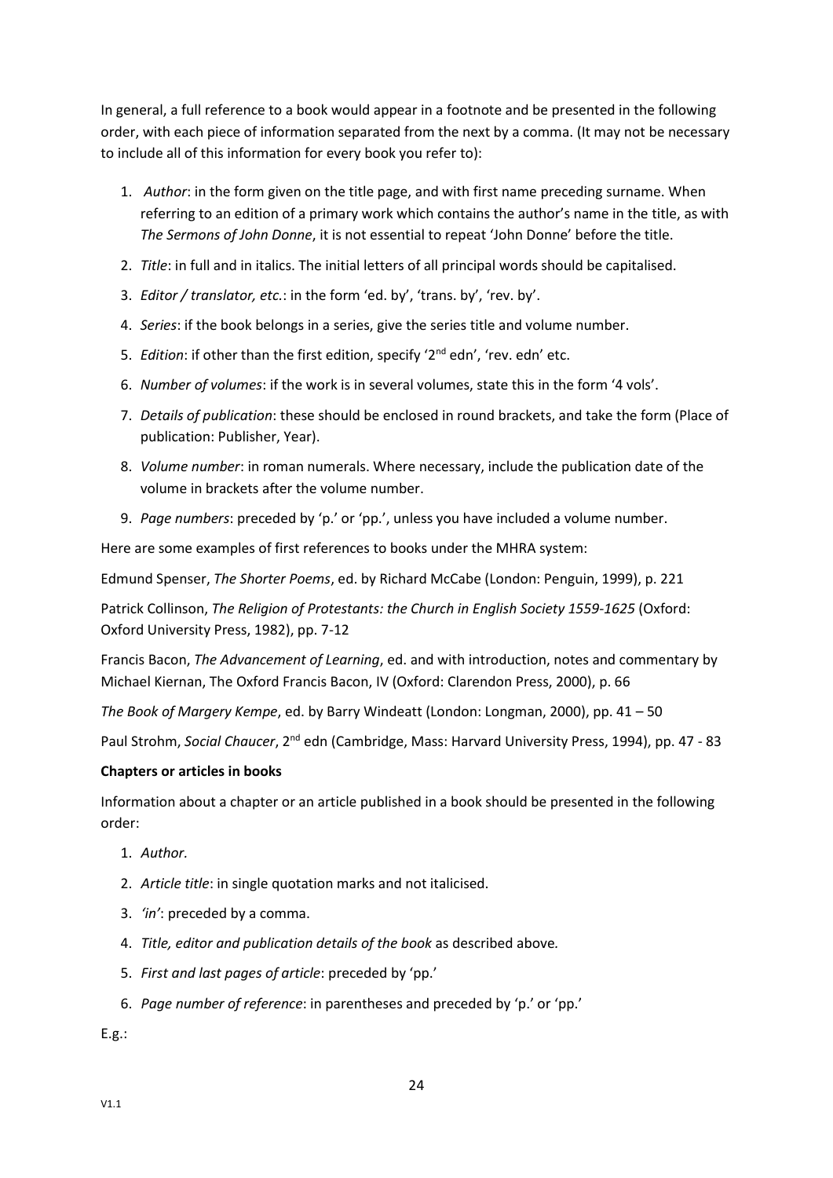In general, a full reference to a book would appear in a footnote and be presented in the following order, with each piece of information separated from the next by a comma. (It may not be necessary to include all of this information for every book you refer to):

1. *Author*: in the form given on the title page, and with first name preceding surname. When referring to an edition of a primary work which contains the author's name in the title, as with *The Sermons of John Donne*, it is not essential to repeat 'John Donne' before the title.
2. *Title*: in full and in italics. The initial letters of all principal words should be capitalised.
3. *Editor / translator, etc.*: in the form 'ed. by', 'trans. by', 'rev. by'.
4. *Series*: if the book belongs in a series, give the series title and volume number.
5. *Edition*: if other than the first edition, specify '2nd edn', 'rev. edn' etc.
6. *Number of volumes*: if the work is in several volumes, state this in the form '4 vols'.
7. *Details of publication*: these should be enclosed in round brackets, and take the form (Place of publication: Publisher, Year).
8. *Volume number*: in roman numerals. Where necessary, include the publication date of the volume in brackets after the volume number.
9. *Page numbers*: preceded by 'p.' or 'pp.', unless you have included a volume number.

Here are some examples of first references to books under the MHRA system:

Edmund Spenser, *The Shorter Poems*, ed. by Richard McCabe (London: Penguin, 1999), p. 221

Patrick Collinson, *The Religion of Protestants: the Church in English Society 1559-1625* (Oxford: Oxford University Press, 1982), pp. 7-12

Francis Bacon, *The Advancement of Learning*, ed. and with introduction, notes and commentary by Michael Kiernan, The Oxford Francis Bacon, IV (Oxford: Clarendon Press, 2000), p. 66

*The Book of Margery Kempe*, ed. by Barry Windeatt (London: Longman, 2000), pp. 41 – 50

Paul Strohm, *Social Chaucer*, 2nd edn (Cambridge, Mass: Harvard University Press, 1994), pp. 47 - 83

**Chapters or articles in books**

Information about a chapter or an article published in a book should be presented in the following order:

1. *Author*.
2. *Article title*: in single quotation marks and not italicised.
3. *'in'*: preceded by a comma.
4. *Title, editor and publication details of the book* as described above.
5. *First and last pages of article*: preceded by 'pp.'
6. *Page number of reference*: in parentheses and preceded by 'p.' or 'pp.'

E.g.: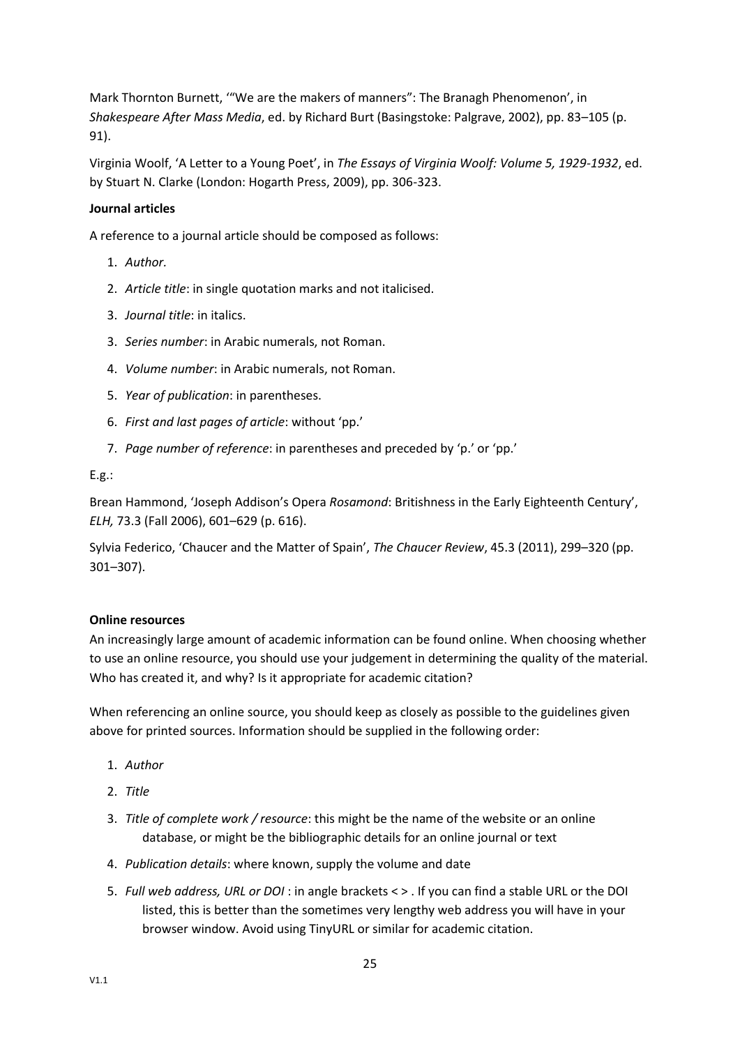Mark Thornton Burnett, '"We are the makers of manners": The Branagh Phenomenon', in *Shakespeare After Mass Media*, ed. by Richard Burt (Basingstoke: Palgrave, 2002), pp. 83–105 (p. 91).

Virginia Woolf, 'A Letter to a Young Poet', in *The Essays of Virginia Woolf: Volume 5, 1929-1932*, ed. by Stuart N. Clarke (London: Hogarth Press, 2009), pp. 306-323.

**Journal articles**

A reference to a journal article should be composed as follows:

1. *Author.*
2. *Article title*: in single quotation marks and not italicised.
3. *Journal title*: in italics.
3. *Series number*: in Arabic numerals, not Roman.
4. *Volume number*: in Arabic numerals, not Roman.
5. *Year of publication*: in parentheses.
6. *First and last pages of article*: without 'pp.'
7. *Page number of reference*: in parentheses and preceded by 'p.' or 'pp.'

E.g.:

Brean Hammond, 'Joseph Addison's Opera *Rosamond*: Britishness in the Early Eighteenth Century', *ELH,* 73.3 (Fall 2006), 601–629 (p. 616).

Sylvia Federico, 'Chaucer and the Matter of Spain', *The Chaucer Review*, 45.3 (2011), 299–320 (pp. 301–307).

**Online resources**

An increasingly large amount of academic information can be found online. When choosing whether to use an online resource, you should use your judgement in determining the quality of the material. Who has created it, and why? Is it appropriate for academic citation?

When referencing an online source, you should keep as closely as possible to the guidelines given above for printed sources. Information should be supplied in the following order:

1. *Author*
2. *Title*
3. *Title of complete work / resource*: this might be the name of the website or an online database, or might be the bibliographic details for an online journal or text
4. *Publication details*: where known, supply the volume and date
5. *Full web address, URL or DOI* : in angle brackets < > . If you can find a stable URL or the DOI listed, this is better than the sometimes very lengthy web address you will have in your browser window. Avoid using TinyURL or similar for academic citation.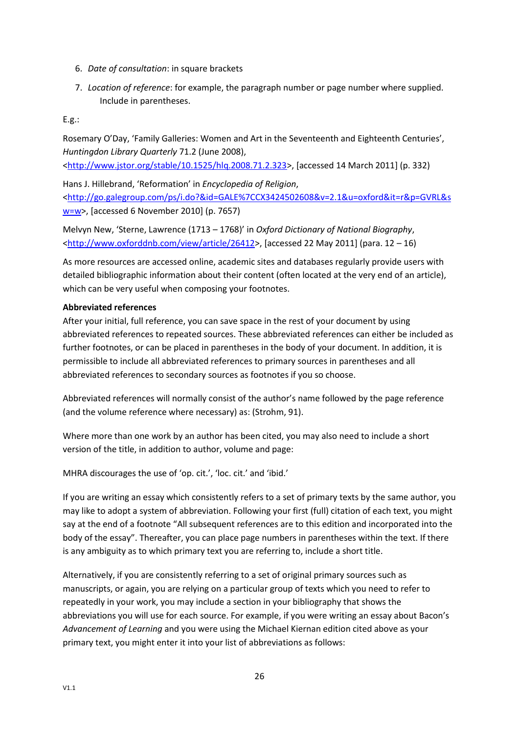6. *Date of consultation*: in square brackets
7. *Location of reference*: for example, the paragraph number or page number where supplied. Include in parentheses.

E.g.:

Rosemary O'Day, 'Family Galleries: Women and Art in the Seventeenth and Eighteenth Centuries', *Huntingdon Library Quarterly* 71.2 (June 2008), <http://www.jstor.org/stable/10.1525/hlq.2008.71.2.323>, [accessed 14 March 2011] (p. 332)

Hans J. Hillebrand, 'Reformation' in *Encyclopedia of Religion*, <http://go.galegroup.com/ps/i.do?&id=GALE%7CCX3424502608&v=2.1&u=oxford&it=r&p=GVRL&sw=w>, [accessed 6 November 2010] (p. 7657)

Melvyn New, 'Sterne, Lawrence (1713 – 1768)' in *Oxford Dictionary of National Biography*, <http://www.oxforddnb.com/view/article/26412>, [accessed 22 May 2011] (para. 12 – 16)

As more resources are accessed online, academic sites and databases regularly provide users with detailed bibliographic information about their content (often located at the very end of an article), which can be very useful when composing your footnotes.

**Abbreviated references**

After your initial, full reference, you can save space in the rest of your document by using abbreviated references to repeated sources. These abbreviated references can either be included as further footnotes, or can be placed in parentheses in the body of your document. In addition, it is permissible to include all abbreviated references to primary sources in parentheses and all abbreviated references to secondary sources as footnotes if you so choose.

Abbreviated references will normally consist of the author's name followed by the page reference (and the volume reference where necessary) as: (Strohm, 91).

Where more than one work by an author has been cited, you may also need to include a short version of the title, in addition to author, volume and page:

MHRA discourages the use of 'op. cit.', 'loc. cit.' and 'ibid.'

If you are writing an essay which consistently refers to a set of primary texts by the same author, you may like to adopt a system of abbreviation. Following your first (full) citation of each text, you might say at the end of a footnote "All subsequent references are to this edition and incorporated into the body of the essay". Thereafter, you can place page numbers in parentheses within the text. If there is any ambiguity as to which primary text you are referring to, include a short title.

Alternatively, if you are consistently referring to a set of original primary sources such as manuscripts, or again, you are relying on a particular group of texts which you need to refer to repeatedly in your work, you may include a section in your bibliography that shows the abbreviations you will use for each source. For example, if you were writing an essay about Bacon's *Advancement of Learning* and you were using the Michael Kiernan edition cited above as your primary text, you might enter it into your list of abbreviations as follows: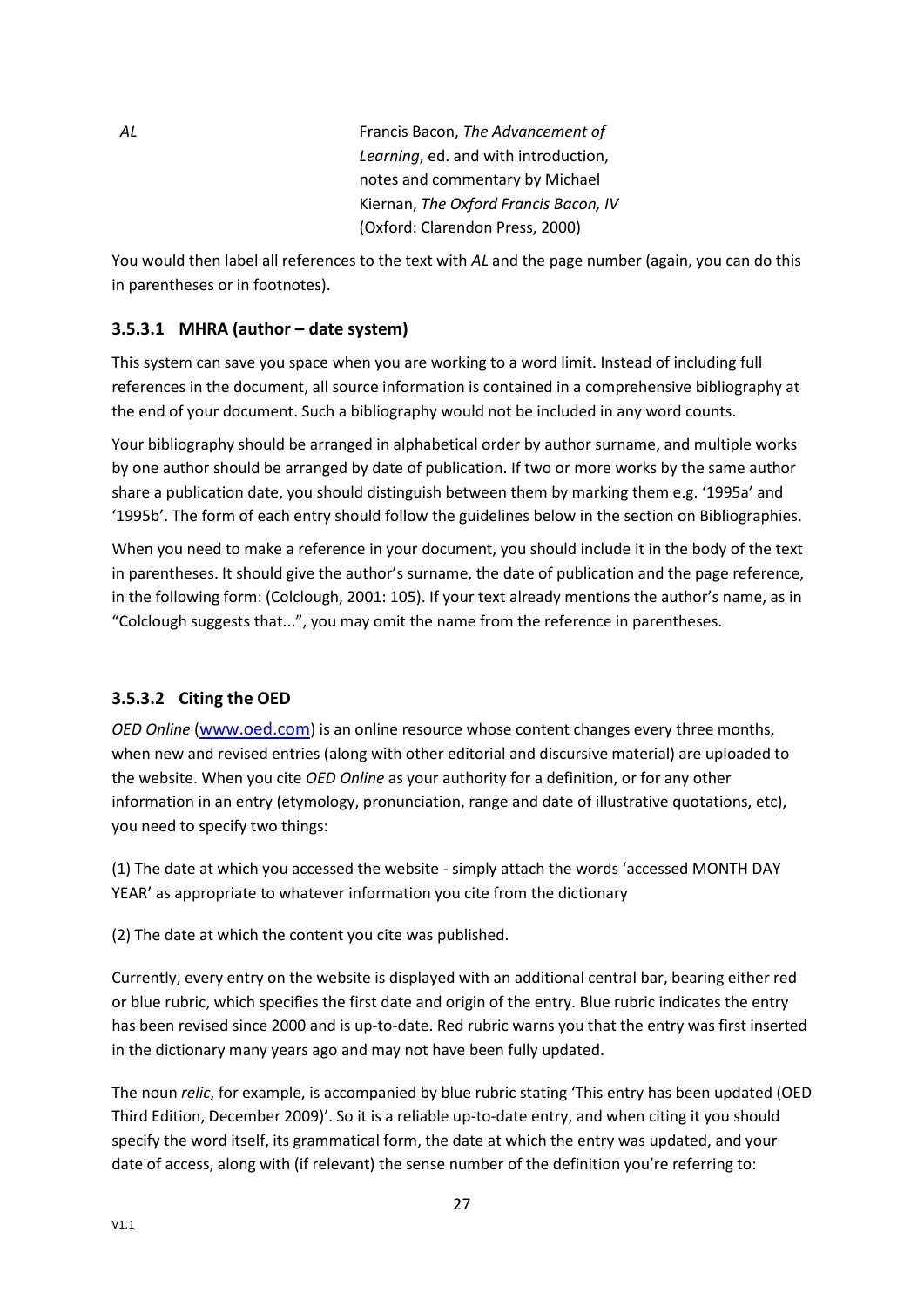| | |
|---|---|
| *AL* | Francis Bacon, *The Advancement of Learning*, ed. and with introduction, notes and commentary by Michael Kiernan, *The Oxford Francis Bacon, IV* (Oxford: Clarendon Press, 2000) |

You would then label all references to the text with *AL* and the page number (again, you can do this in parentheses or in footnotes).

### 3.5.3.1 MHRA (author – date system)

This system can save you space when you are working to a word limit. Instead of including full references in the document, all source information is contained in a comprehensive bibliography at the end of your document. Such a bibliography would not be included in any word counts.

Your bibliography should be arranged in alphabetical order by author surname, and multiple works by one author should be arranged by date of publication. If two or more works by the same author share a publication date, you should distinguish between them by marking them e.g. '1995a' and '1995b'. The form of each entry should follow the guidelines below in the section on Bibliographies.

When you need to make a reference in your document, you should include it in the body of the text in parentheses. It should give the author's surname, the date of publication and the page reference, in the following form: (Colclough, 2001: 105). If your text already mentions the author's name, as in "Colclough suggests that...", you may omit the name from the reference in parentheses.

### 3.5.3.2 Citing the OED

*OED Online* (www.oed.com) is an online resource whose content changes every three months, when new and revised entries (along with other editorial and discursive material) are uploaded to the website. When you cite *OED Online* as your authority for a definition, or for any other information in an entry (etymology, pronunciation, range and date of illustrative quotations, etc), you need to specify two things:

(1) The date at which you accessed the website - simply attach the words 'accessed MONTH DAY YEAR' as appropriate to whatever information you cite from the dictionary

(2) The date at which the content you cite was published.

Currently, every entry on the website is displayed with an additional central bar, bearing either red or blue rubric, which specifies the first date and origin of the entry. Blue rubric indicates the entry has been revised since 2000 and is up-to-date. Red rubric warns you that the entry was first inserted in the dictionary many years ago and may not have been fully updated.

The noun *relic*, for example, is accompanied by blue rubric stating 'This entry has been updated (OED Third Edition, December 2009)'. So it is a reliable up-to-date entry, and when citing it you should specify the word itself, its grammatical form, the date at which the entry was updated, and your date of access, along with (if relevant) the sense number of the definition you're referring to: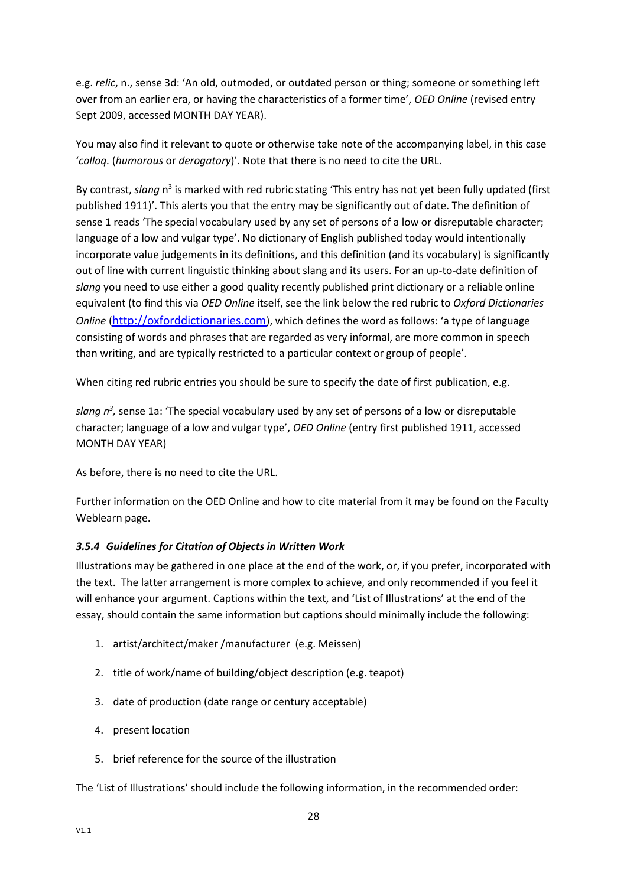e.g. *relic*, n., sense 3d: 'An old, outmoded, or outdated person or thing; someone or something left over from an earlier era, or having the characteristics of a former time', *OED Online* (revised entry Sept 2009, accessed MONTH DAY YEAR).

You may also find it relevant to quote or otherwise take note of the accompanying label, in this case '*colloq.* (*humorous* or *derogatory*)'. Note that there is no need to cite the URL.

By contrast, *slang* n[3] is marked with red rubric stating 'This entry has not yet been fully updated (first published 1911)'. This alerts you that the entry may be significantly out of date. The definition of sense 1 reads 'The special vocabulary used by any set of persons of a low or disreputable character; language of a low and vulgar type'. No dictionary of English published today would intentionally incorporate value judgements in its definitions, and this definition (and its vocabulary) is significantly out of line with current linguistic thinking about slang and its users. For an up-to-date definition of *slang* you need to use either a good quality recently published print dictionary or a reliable online equivalent (to find this via *OED Online* itself, see the link below the red rubric to *Oxford Dictionaries Online* (http://oxforddictionaries.com), which defines the word as follows: 'a type of language consisting of words and phrases that are regarded as very informal, are more common in speech than writing, and are typically restricted to a particular context or group of people'.

When citing red rubric entries you should be sure to specify the date of first publication, e.g.

*slang n[3],* sense 1a: 'The special vocabulary used by any set of persons of a low or disreputable character; language of a low and vulgar type', *OED Online* (entry first published 1911, accessed MONTH DAY YEAR)

As before, there is no need to cite the URL.

Further information on the OED Online and how to cite material from it may be found on the Faculty Weblearn page.

### *3.5.4 Guidelines for Citation of Objects in Written Work*

Illustrations may be gathered in one place at the end of the work, or, if you prefer, incorporated with the text. The latter arrangement is more complex to achieve, and only recommended if you feel it will enhance your argument. Captions within the text, and 'List of Illustrations' at the end of the essay, should contain the same information but captions should minimally include the following:

1. artist/architect/maker /manufacturer (e.g. Meissen)
2. title of work/name of building/object description (e.g. teapot)
3. date of production (date range or century acceptable)
4. present location
5. brief reference for the source of the illustration

The 'List of Illustrations' should include the following information, in the recommended order: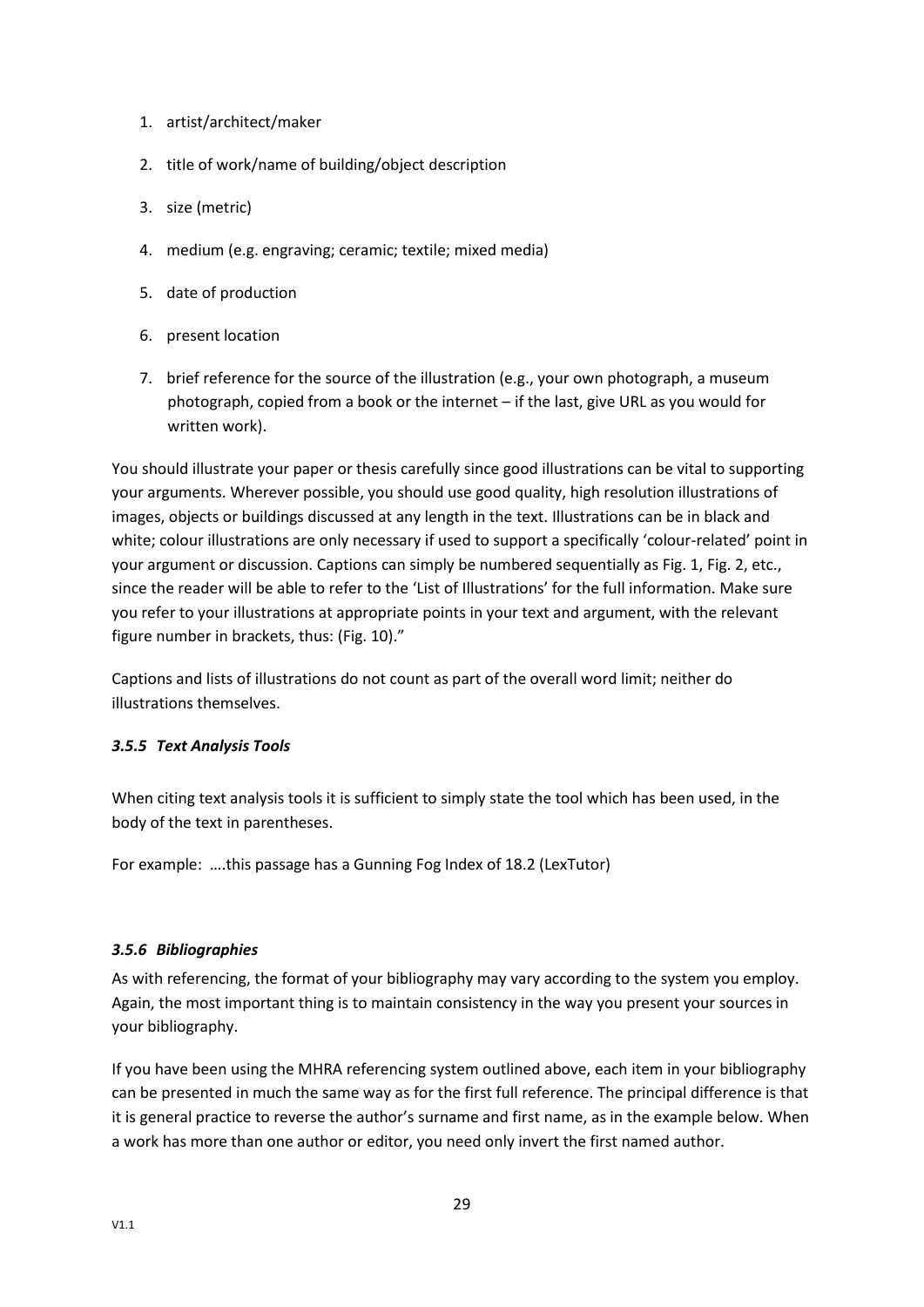1. artist/architect/maker
2. title of work/name of building/object description
3. size (metric)
4. medium (e.g. engraving; ceramic; textile; mixed media)
5. date of production
6. present location
7. brief reference for the source of the illustration (e.g., your own photograph, a museum photograph, copied from a book or the internet – if the last, give URL as you would for written work).

You should illustrate your paper or thesis carefully since good illustrations can be vital to supporting your arguments. Wherever possible, you should use good quality, high resolution illustrations of images, objects or buildings discussed at any length in the text. Illustrations can be in black and white; colour illustrations are only necessary if used to support a specifically 'colour-related' point in your argument or discussion. Captions can simply be numbered sequentially as Fig. 1, Fig. 2, etc., since the reader will be able to refer to the 'List of Illustrations' for the full information. Make sure you refer to your illustrations at appropriate points in your text and argument, with the relevant figure number in brackets, thus: (Fig. 10)."

Captions and lists of illustrations do not count as part of the overall word limit; neither do illustrations themselves.

#### *3.5.5 Text Analysis Tools*

When citing text analysis tools it is sufficient to simply state the tool which has been used, in the body of the text in parentheses.

For example: ….this passage has a Gunning Fog Index of 18.2 (LexTutor)

#### *3.5.6 Bibliographies*

As with referencing, the format of your bibliography may vary according to the system you employ. Again, the most important thing is to maintain consistency in the way you present your sources in your bibliography.

If you have been using the MHRA referencing system outlined above, each item in your bibliography can be presented in much the same way as for the first full reference. The principal difference is that it is general practice to reverse the author's surname and first name, as in the example below. When a work has more than one author or editor, you need only invert the first named author.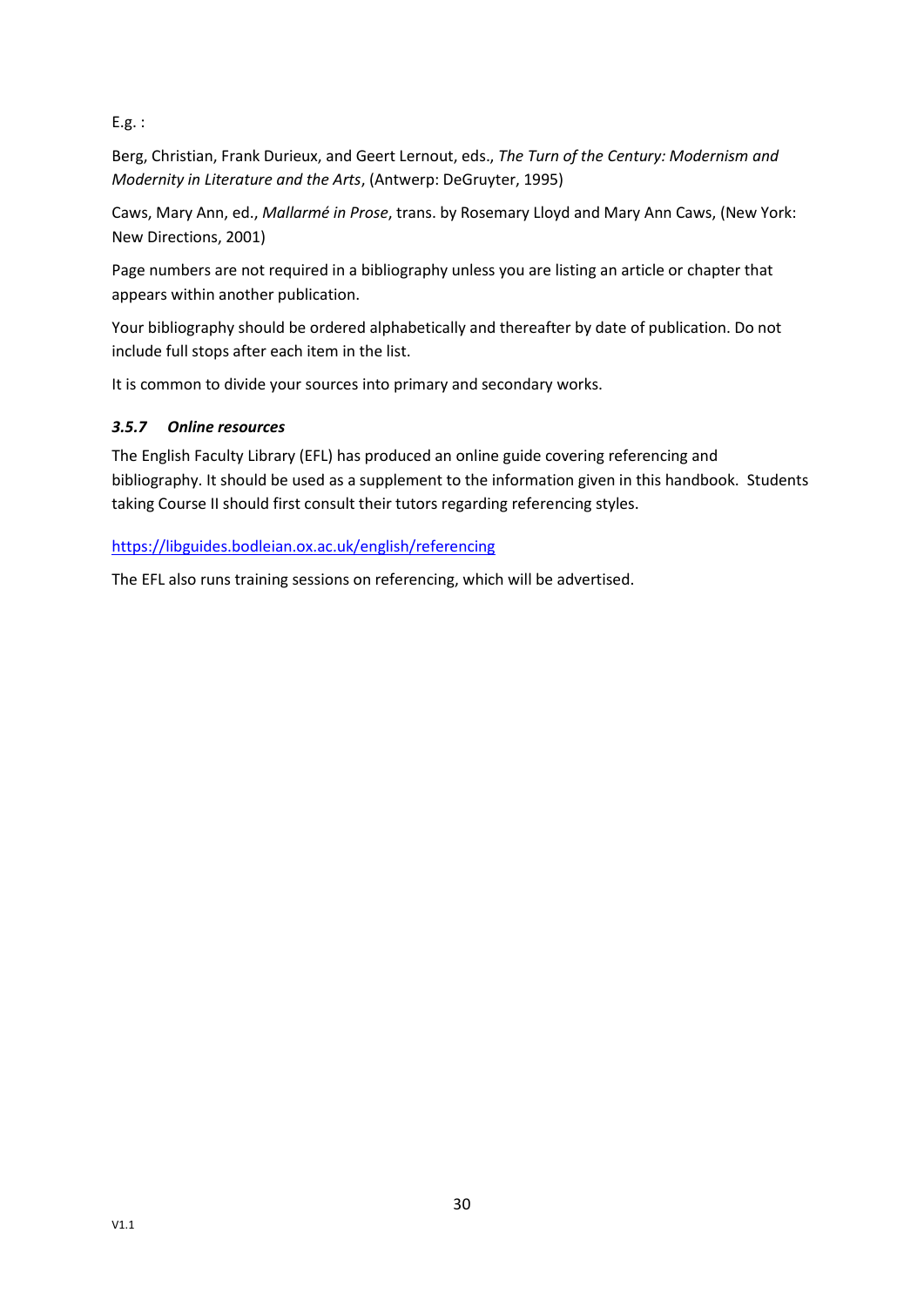E.g. :

Berg, Christian, Frank Durieux, and Geert Lernout, eds., *The Turn of the Century: Modernism and Modernity in Literature and the Arts*, (Antwerp: DeGruyter, 1995)

Caws, Mary Ann, ed., *Mallarmé in Prose*, trans. by Rosemary Lloyd and Mary Ann Caws, (New York: New Directions, 2001)

Page numbers are not required in a bibliography unless you are listing an article or chapter that appears within another publication.

Your bibliography should be ordered alphabetically and thereafter by date of publication. Do not include full stops after each item in the list.

It is common to divide your sources into primary and secondary works.

### *3.5.7 Online resources*

The English Faculty Library (EFL) has produced an online guide covering referencing and bibliography. It should be used as a supplement to the information given in this handbook. Students taking Course II should first consult their tutors regarding referencing styles.

https://libguides.bodleian.ox.ac.uk/english/referencing

The EFL also runs training sessions on referencing, which will be advertised.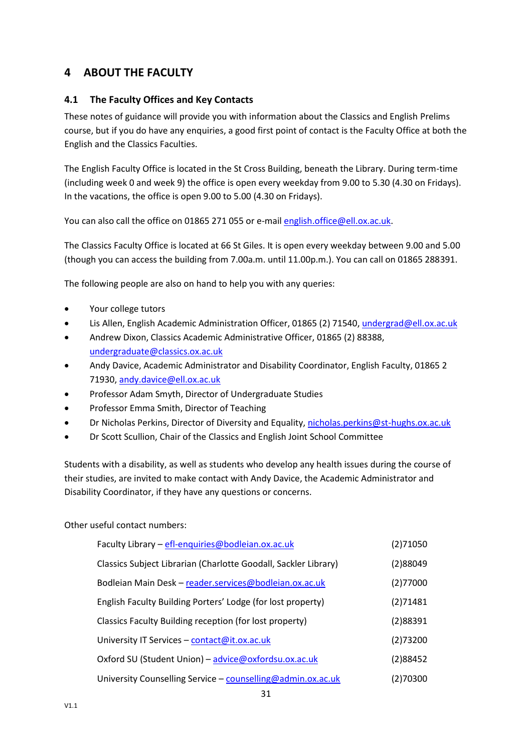# 4 ABOUT THE FACULTY

## 4.1 The Faculty Offices and Key Contacts

These notes of guidance will provide you with information about the Classics and English Prelims course, but if you do have any enquiries, a good first point of contact is the Faculty Office at both the English and the Classics Faculties.

The English Faculty Office is located in the St Cross Building, beneath the Library. During term-time (including week 0 and week 9) the office is open every weekday from 9.00 to 5.30 (4.30 on Fridays). In the vacations, the office is open 9.00 to 5.00 (4.30 on Fridays).

You can also call the office on 01865 271 055 or e-mail english.office@ell.ox.ac.uk.

The Classics Faculty Office is located at 66 St Giles. It is open every weekday between 9.00 and 5.00 (though you can access the building from 7.00a.m. until 11.00p.m.). You can call on 01865 288391.

The following people are also on hand to help you with any queries:

- Your college tutors
- Lis Allen, English Academic Administration Officer, 01865 (2) 71540, undergrad@ell.ox.ac.uk
- Andrew Dixon, Classics Academic Administrative Officer, 01865 (2) 88388, undergraduate@classics.ox.ac.uk
- Andy Davice, Academic Administrator and Disability Coordinator, English Faculty, 01865 2 71930, andy.davice@ell.ox.ac.uk
- Professor Adam Smyth, Director of Undergraduate Studies
- Professor Emma Smith, Director of Teaching
- Dr Nicholas Perkins, Director of Diversity and Equality, nicholas.perkins@st-hughs.ox.ac.uk
- Dr Scott Scullion, Chair of the Classics and English Joint School Committee

Students with a disability, as well as students who develop any health issues during the course of their studies, are invited to make contact with Andy Davice, the Academic Administrator and Disability Coordinator, if they have any questions or concerns.

Other useful contact numbers:

| | |
|---|---|
| Faculty Library – efl-enquiries@bodleian.ox.ac.uk | (2)71050 |
| Classics Subject Librarian (Charlotte Goodall, Sackler Library) | (2)88049 |
| Bodleian Main Desk – reader.services@bodleian.ox.ac.uk | (2)77000 |
| English Faculty Building Porters' Lodge (for lost property) | (2)71481 |
| Classics Faculty Building reception (for lost property) | (2)88391 |
| University IT Services – contact@it.ox.ac.uk | (2)73200 |
| Oxford SU (Student Union) – advice@oxfordsu.ox.ac.uk | (2)88452 |
| University Counselling Service – counselling@admin.ox.ac.uk | (2)70300 |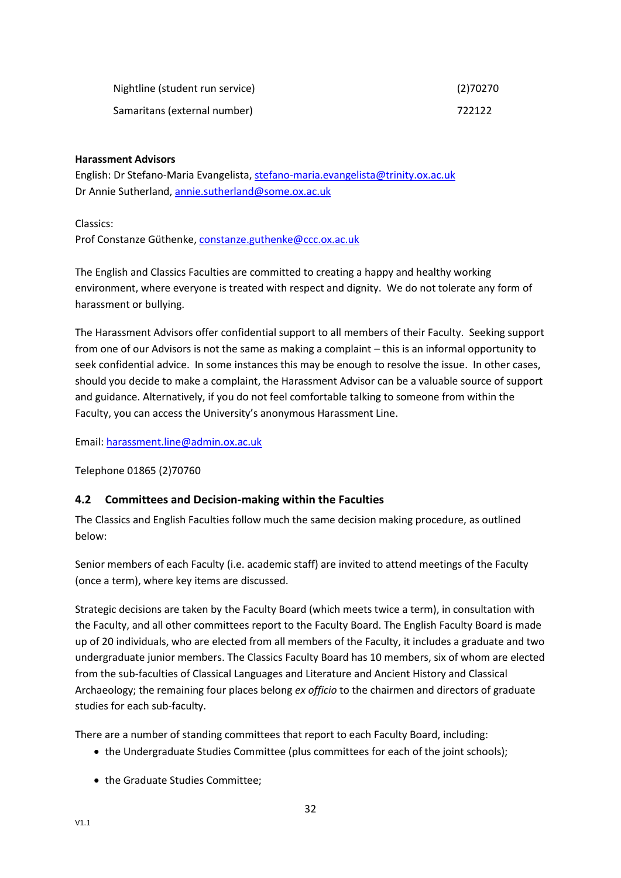| | |
|---|---|
| Nightline (student run service) | (2)70270 |
| Samaritans (external number) | 722122 |

**Harassment Advisors**

English: Dr Stefano-Maria Evangelista, stefano-maria.evangelista@trinity.ox.ac.uk
Dr Annie Sutherland, annie.sutherland@some.ox.ac.uk

Classics:
Prof Constanze Güthenke, constanze.guthenke@ccc.ox.ac.uk

The English and Classics Faculties are committed to creating a happy and healthy working environment, where everyone is treated with respect and dignity. We do not tolerate any form of harassment or bullying.

The Harassment Advisors offer confidential support to all members of their Faculty. Seeking support from one of our Advisors is not the same as making a complaint – this is an informal opportunity to seek confidential advice. In some instances this may be enough to resolve the issue. In other cases, should you decide to make a complaint, the Harassment Advisor can be a valuable source of support and guidance. Alternatively, if you do not feel comfortable talking to someone from within the Faculty, you can access the University's anonymous Harassment Line.

Email: harassment.line@admin.ox.ac.uk

Telephone 01865 (2)70760

## 4.2 Committees and Decision-making within the Faculties

The Classics and English Faculties follow much the same decision making procedure, as outlined below:

Senior members of each Faculty (i.e. academic staff) are invited to attend meetings of the Faculty (once a term), where key items are discussed.

Strategic decisions are taken by the Faculty Board (which meets twice a term), in consultation with the Faculty, and all other committees report to the Faculty Board. The English Faculty Board is made up of 20 individuals, who are elected from all members of the Faculty, it includes a graduate and two undergraduate junior members. The Classics Faculty Board has 10 members, six of whom are elected from the sub-faculties of Classical Languages and Literature and Ancient History and Classical Archaeology; the remaining four places belong *ex officio* to the chairmen and directors of graduate studies for each sub-faculty.

There are a number of standing committees that report to each Faculty Board, including:

- the Undergraduate Studies Committee (plus committees for each of the joint schools);
- the Graduate Studies Committee;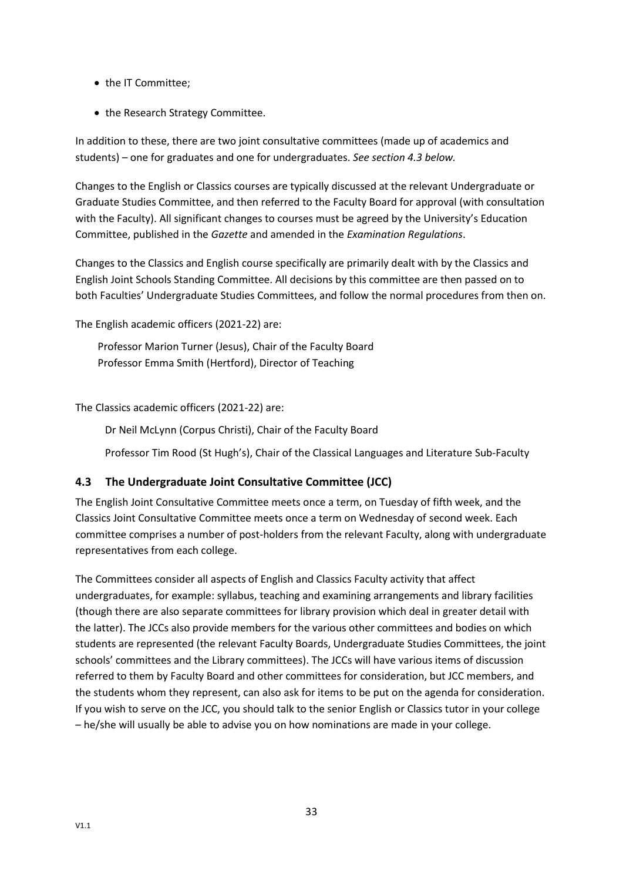- the IT Committee;
- the Research Strategy Committee.

In addition to these, there are two joint consultative committees (made up of academics and students) – one for graduates and one for undergraduates. *See section 4.3 below.*

Changes to the English or Classics courses are typically discussed at the relevant Undergraduate or Graduate Studies Committee, and then referred to the Faculty Board for approval (with consultation with the Faculty). All significant changes to courses must be agreed by the University's Education Committee, published in the *Gazette* and amended in the *Examination Regulations*.

Changes to the Classics and English course specifically are primarily dealt with by the Classics and English Joint Schools Standing Committee. All decisions by this committee are then passed on to both Faculties' Undergraduate Studies Committees, and follow the normal procedures from then on.

The English academic officers (2021-22) are:

Professor Marion Turner (Jesus), Chair of the Faculty Board
Professor Emma Smith (Hertford), Director of Teaching

The Classics academic officers (2021-22) are:

Dr Neil McLynn (Corpus Christi), Chair of the Faculty Board

Professor Tim Rood (St Hugh's), Chair of the Classical Languages and Literature Sub-Faculty

### 4.3 The Undergraduate Joint Consultative Committee (JCC)

The English Joint Consultative Committee meets once a term, on Tuesday of fifth week, and the Classics Joint Consultative Committee meets once a term on Wednesday of second week. Each committee comprises a number of post-holders from the relevant Faculty, along with undergraduate representatives from each college.

The Committees consider all aspects of English and Classics Faculty activity that affect undergraduates, for example: syllabus, teaching and examining arrangements and library facilities (though there are also separate committees for library provision which deal in greater detail with the latter). The JCCs also provide members for the various other committees and bodies on which students are represented (the relevant Faculty Boards, Undergraduate Studies Committees, the joint schools' committees and the Library committees). The JCCs will have various items of discussion referred to them by Faculty Board and other committees for consideration, but JCC members, and the students whom they represent, can also ask for items to be put on the agenda for consideration. If you wish to serve on the JCC, you should talk to the senior English or Classics tutor in your college – he/she will usually be able to advise you on how nominations are made in your college.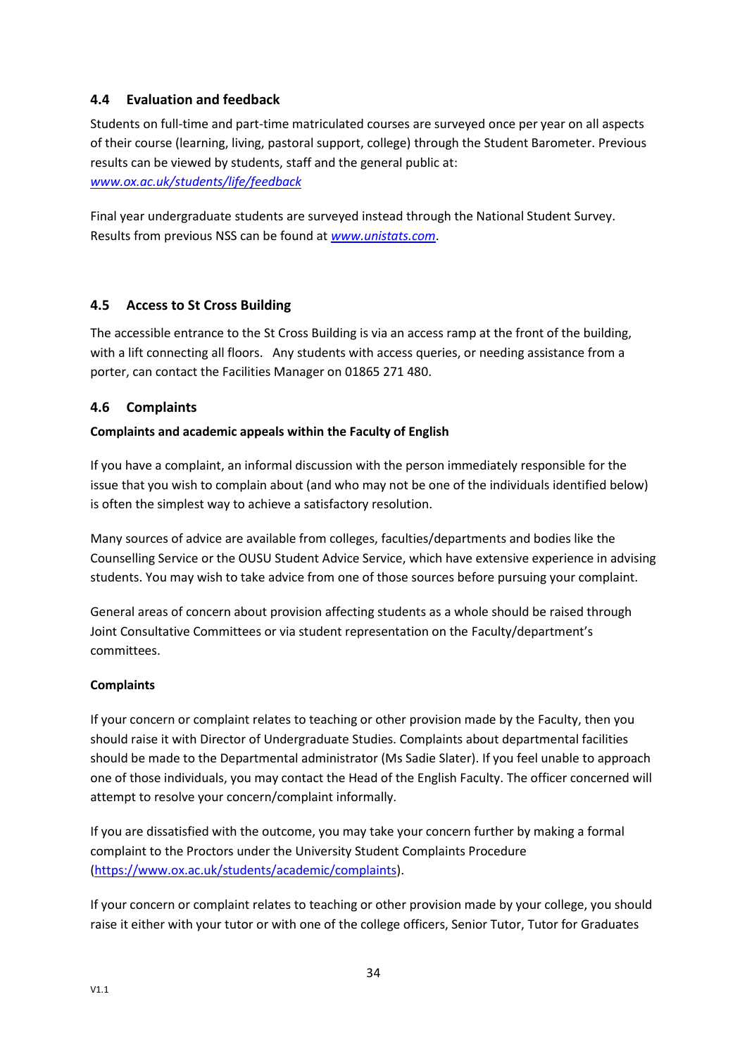## 4.4 Evaluation and feedback

Students on full-time and part-time matriculated courses are surveyed once per year on all aspects of their course (learning, living, pastoral support, college) through the Student Barometer. Previous results can be viewed by students, staff and the general public at: *www.ox.ac.uk/students/life/feedback*

Final year undergraduate students are surveyed instead through the National Student Survey. Results from previous NSS can be found at *www.unistats.com*.

## 4.5 Access to St Cross Building

The accessible entrance to the St Cross Building is via an access ramp at the front of the building, with a lift connecting all floors. Any students with access queries, or needing assistance from a porter, can contact the Facilities Manager on 01865 271 480.

## 4.6 Complaints

**Complaints and academic appeals within the Faculty of English**

If you have a complaint, an informal discussion with the person immediately responsible for the issue that you wish to complain about (and who may not be one of the individuals identified below) is often the simplest way to achieve a satisfactory resolution.

Many sources of advice are available from colleges, faculties/departments and bodies like the Counselling Service or the OUSU Student Advice Service, which have extensive experience in advising students. You may wish to take advice from one of those sources before pursuing your complaint.

General areas of concern about provision affecting students as a whole should be raised through Joint Consultative Committees or via student representation on the Faculty/department's committees.

**Complaints**

If your concern or complaint relates to teaching or other provision made by the Faculty, then you should raise it with Director of Undergraduate Studies. Complaints about departmental facilities should be made to the Departmental administrator (Ms Sadie Slater). If you feel unable to approach one of those individuals, you may contact the Head of the English Faculty. The officer concerned will attempt to resolve your concern/complaint informally.

If you are dissatisfied with the outcome, you may take your concern further by making a formal complaint to the Proctors under the University Student Complaints Procedure (https://www.ox.ac.uk/students/academic/complaints).

If your concern or complaint relates to teaching or other provision made by your college, you should raise it either with your tutor or with one of the college officers, Senior Tutor, Tutor for Graduates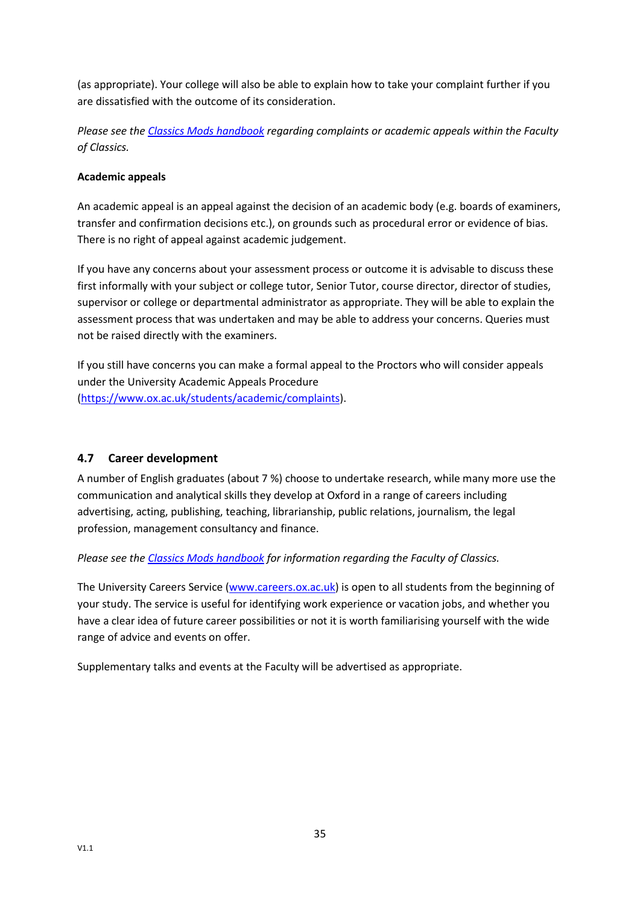(as appropriate). Your college will also be able to explain how to take your complaint further if you are dissatisfied with the outcome of its consideration.

*Please see the [Classics Mods handbook](Classics Mods handbook) regarding complaints or academic appeals within the Faculty of Classics.*

**Academic appeals**

An academic appeal is an appeal against the decision of an academic body (e.g. boards of examiners, transfer and confirmation decisions etc.), on grounds such as procedural error or evidence of bias. There is no right of appeal against academic judgement.

If you have any concerns about your assessment process or outcome it is advisable to discuss these first informally with your subject or college tutor, Senior Tutor, course director, director of studies, supervisor or college or departmental administrator as appropriate. They will be able to explain the assessment process that was undertaken and may be able to address your concerns. Queries must not be raised directly with the examiners.

If you still have concerns you can make a formal appeal to the Proctors who will consider appeals under the University Academic Appeals Procedure (https://www.ox.ac.uk/students/academic/complaints).

## 4.7 Career development

A number of English graduates (about 7 %) choose to undertake research, while many more use the communication and analytical skills they develop at Oxford in a range of careers including advertising, acting, publishing, teaching, librarianship, public relations, journalism, the legal profession, management consultancy and finance.

*Please see the [Classics Mods handbook](Classics Mods handbook) for information regarding the Faculty of Classics.*

The University Careers Service (www.careers.ox.ac.uk) is open to all students from the beginning of your study. The service is useful for identifying work experience or vacation jobs, and whether you have a clear idea of future career possibilities or not it is worth familiarising yourself with the wide range of advice and events on offer.

Supplementary talks and events at the Faculty will be advertised as appropriate.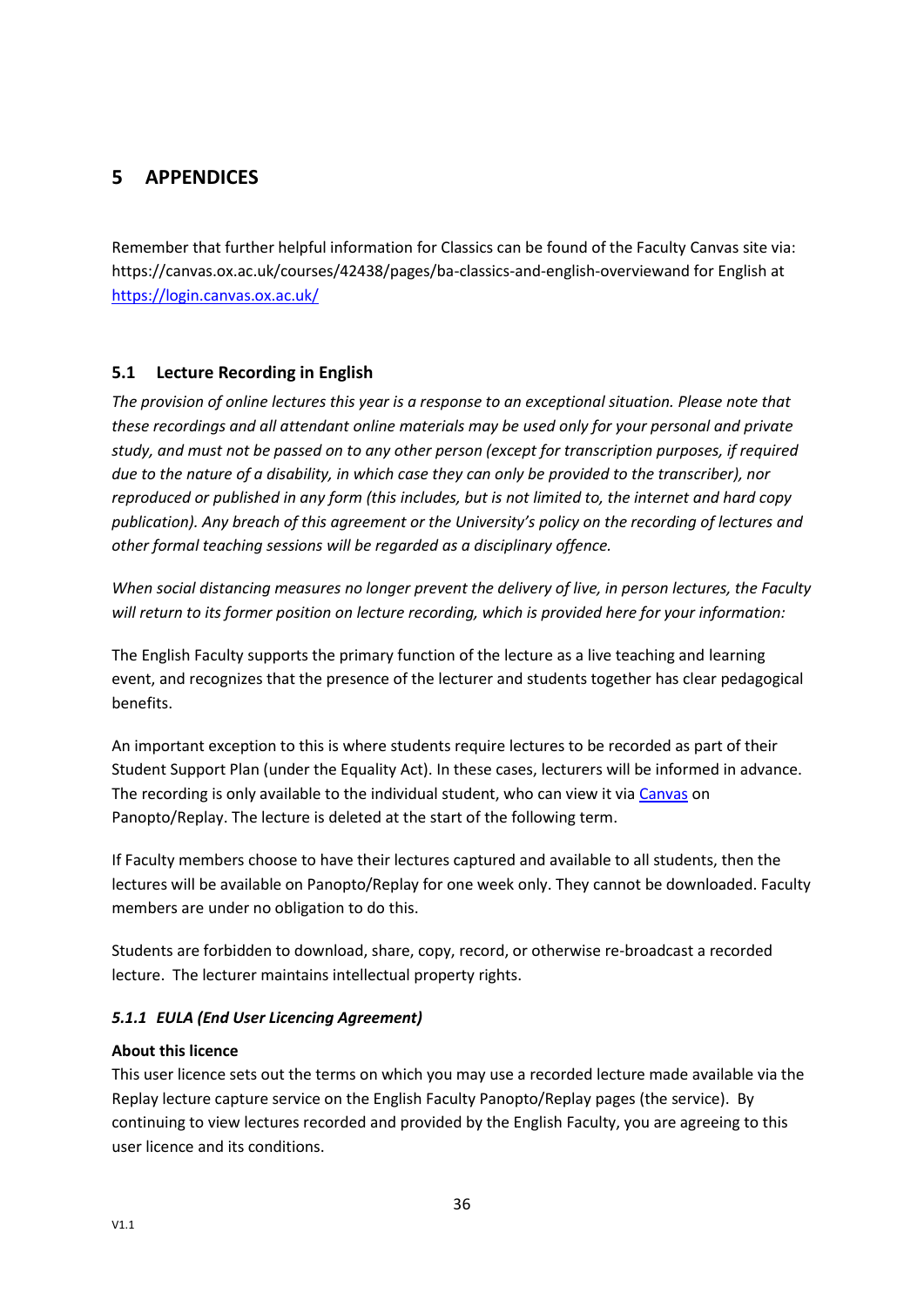# 5 APPENDICES

Remember that further helpful information for Classics can be found of the Faculty Canvas site via: https://canvas.ox.ac.uk/courses/42438/pages/ba-classics-and-english-overviewand for English at https://login.canvas.ox.ac.uk/

## 5.1 Lecture Recording in English

*The provision of online lectures this year is a response to an exceptional situation. Please note that these recordings and all attendant online materials may be used only for your personal and private study, and must not be passed on to any other person (except for transcription purposes, if required due to the nature of a disability, in which case they can only be provided to the transcriber), nor reproduced or published in any form (this includes, but is not limited to, the internet and hard copy publication). Any breach of this agreement or the University's policy on the recording of lectures and other formal teaching sessions will be regarded as a disciplinary offence.*

*When social distancing measures no longer prevent the delivery of live, in person lectures, the Faculty will return to its former position on lecture recording, which is provided here for your information:*

The English Faculty supports the primary function of the lecture as a live teaching and learning event, and recognizes that the presence of the lecturer and students together has clear pedagogical benefits.

An important exception to this is where students require lectures to be recorded as part of their Student Support Plan (under the Equality Act). In these cases, lecturers will be informed in advance. The recording is only available to the individual student, who can view it via Canvas on Panopto/Replay. The lecture is deleted at the start of the following term.

If Faculty members choose to have their lectures captured and available to all students, then the lectures will be available on Panopto/Replay for one week only. They cannot be downloaded. Faculty members are under no obligation to do this.

Students are forbidden to download, share, copy, record, or otherwise re-broadcast a recorded lecture. The lecturer maintains intellectual property rights.

### *5.1.1 EULA (End User Licencing Agreement)*

**About this licence**

This user licence sets out the terms on which you may use a recorded lecture made available via the Replay lecture capture service on the English Faculty Panopto/Replay pages (the service). By continuing to view lectures recorded and provided by the English Faculty, you are agreeing to this user licence and its conditions.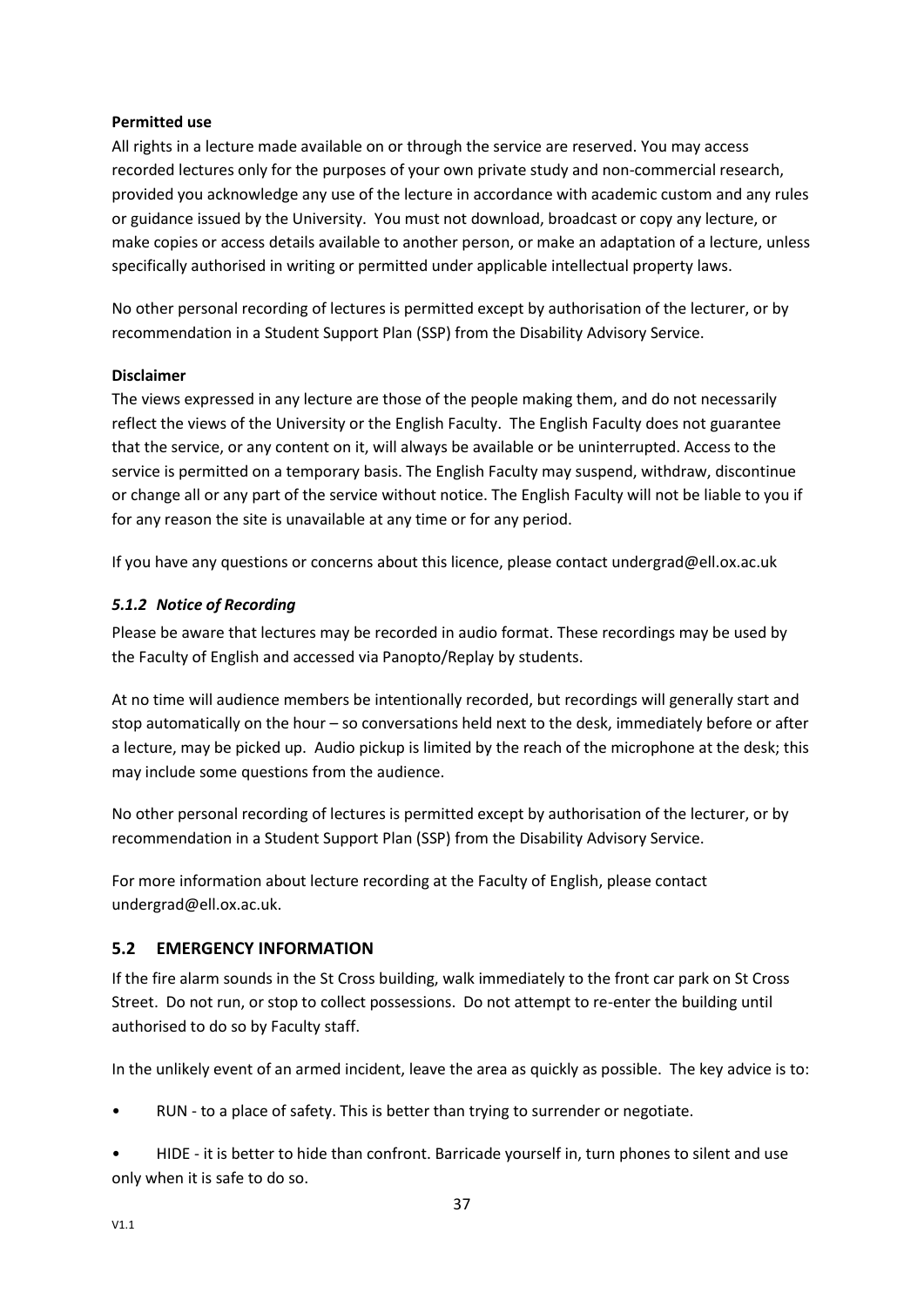**Permitted use**

All rights in a lecture made available on or through the service are reserved. You may access recorded lectures only for the purposes of your own private study and non-commercial research, provided you acknowledge any use of the lecture in accordance with academic custom and any rules or guidance issued by the University. You must not download, broadcast or copy any lecture, or make copies or access details available to another person, or make an adaptation of a lecture, unless specifically authorised in writing or permitted under applicable intellectual property laws.

No other personal recording of lectures is permitted except by authorisation of the lecturer, or by recommendation in a Student Support Plan (SSP) from the Disability Advisory Service.

**Disclaimer**

The views expressed in any lecture are those of the people making them, and do not necessarily reflect the views of the University or the English Faculty. The English Faculty does not guarantee that the service, or any content on it, will always be available or be uninterrupted. Access to the service is permitted on a temporary basis. The English Faculty may suspend, withdraw, discontinue or change all or any part of the service without notice. The English Faculty will not be liable to you if for any reason the site is unavailable at any time or for any period.

If you have any questions or concerns about this licence, please contact undergrad@ell.ox.ac.uk

### *5.1.2 Notice of Recording*

Please be aware that lectures may be recorded in audio format. These recordings may be used by the Faculty of English and accessed via Panopto/Replay by students.

At no time will audience members be intentionally recorded, but recordings will generally start and stop automatically on the hour – so conversations held next to the desk, immediately before or after a lecture, may be picked up. Audio pickup is limited by the reach of the microphone at the desk; this may include some questions from the audience.

No other personal recording of lectures is permitted except by authorisation of the lecturer, or by recommendation in a Student Support Plan (SSP) from the Disability Advisory Service.

For more information about lecture recording at the Faculty of English, please contact undergrad@ell.ox.ac.uk.

## 5.2 EMERGENCY INFORMATION

If the fire alarm sounds in the St Cross building, walk immediately to the front car park on St Cross Street. Do not run, or stop to collect possessions. Do not attempt to re-enter the building until authorised to do so by Faculty staff.

In the unlikely event of an armed incident, leave the area as quickly as possible. The key advice is to:

- RUN - to a place of safety. This is better than trying to surrender or negotiate.
- HIDE - it is better to hide than confront. Barricade yourself in, turn phones to silent and use only when it is safe to do so.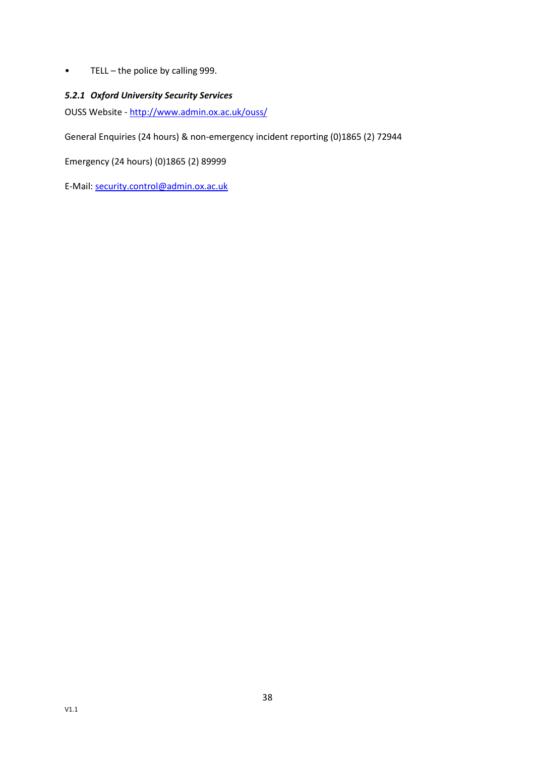- TELL – the police by calling 999.

#### *5.2.1 Oxford University Security Services*

OUSS Website - http://www.admin.ox.ac.uk/ouss/

General Enquiries (24 hours) & non-emergency incident reporting (0)1865 (2) 72944

Emergency (24 hours) (0)1865 (2) 89999

E-Mail: security.control@admin.ox.ac.uk